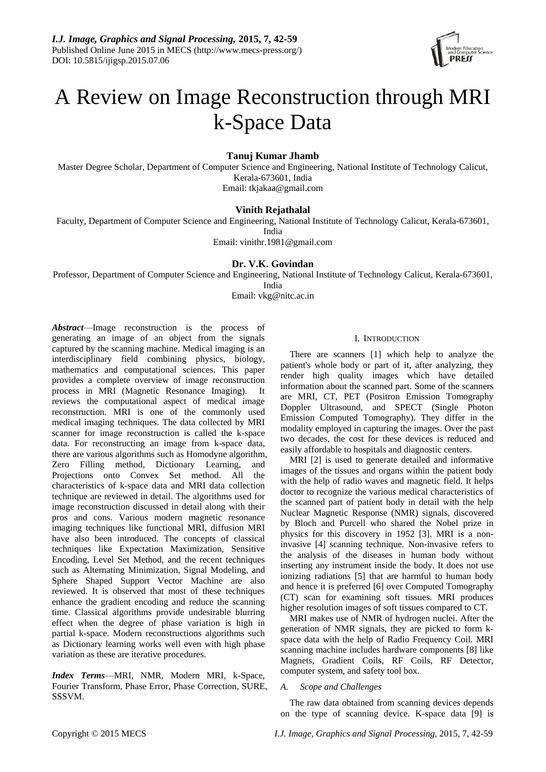# A Review on Image Reconstruction through MRI k-Space Data

**Tanuj Kumar Jhamb**

Master Degree Scholar, Department of Computer Science and Engineering, National Institute of Technology Calicut, Kerala-673601, India

Email: tkjakaa@gmail.com

**Vinith Rejathalal**

Faculty, Department of Computer Science and Engineering, National Institute of Technology Calicut, Kerala-673601, India

Email: vinithr.1981@gmail.com

**Dr. V.K. Govindan**

Professor, Department of Computer Science and Engineering, National Institute of Technology Calicut, Kerala-673601, India

Email: vkg@nitc.ac.in

***Abstract***—Image reconstruction is the process of generating an image of an object from the signals captured by the scanning machine. Medical imaging is an interdisciplinary field combining physics, biology, mathematics and computational sciences. This paper provides a complete overview of image reconstruction process in MRI (Magnetic Resonance Imaging). It reviews the computational aspect of medical image reconstruction. MRI is one of the commonly used medical imaging techniques. The data collected by MRI scanner for image reconstruction is called the k-space data. For reconstructing an image from k-space data, there are various algorithms such as Homodyne algorithm, Zero Filling method, Dictionary Learning, and Projections onto Convex Set method. All the characteristics of k-space data and MRI data collection technique are reviewed in detail. The algorithms used for image reconstruction discussed in detail along with their pros and cons. Various modern magnetic resonance imaging techniques like functional MRI, diffusion MRI have also been introduced. The concepts of classical techniques like Expectation Maximization, Sensitive Encoding, Level Set Method, and the recent techniques such as Alternating Minimization, Signal Modeling, and Sphere Shaped Support Vector Machine are also reviewed. It is observed that most of these techniques enhance the gradient encoding and reduce the scanning time. Classical algorithms provide undesirable blurring effect when the degree of phase variation is high in partial k-space. Modern reconstructions algorithms such as Dictionary learning works well even with high phase variation as these are iterative procedures.

***Index Terms***—MRI, NMR, Modern MRI, k-Space, Fourier Transform, Phase Error, Phase Correction, SURE, SSSVM.

## I. INTRODUCTION

There are scanners [1] which help to analyze the patient's whole body or part of it, after analyzing, they render high quality images which have detailed information about the scanned part. Some of the scanners are MRI, CT, PET (Positron Emission Tomography Doppler Ultrasound, and SPECT (Single Photon Emission Computed Tomography). They differ in the modality employed in capturing the images. Over the past two decades, the cost for these devices is reduced and easily affordable to hospitals and diagnostic centers.

MRI [2] is used to generate detailed and informative images of the tissues and organs within the patient body with the help of radio waves and magnetic field. It helps doctor to recognize the various medical characteristics of the scanned part of patient body in detail with the help Nuclear Magnetic Response (NMR) signals, discovered by Bloch and Purcell who shared the Nobel prize in physics for this discovery in 1952 [3]. MRI is a non-invasive [4] scanning technique. Non-invasive refers to the analysis of the diseases in human body without inserting any instrument inside the body. It does not use ionizing radiations [5] that are harmful to human body and hence it is preferred [6] over Computed Tomography (CT) scan for examining soft tissues. MRI produces higher resolution images of soft tissues compared to CT.

MRI makes use of NMR of hydrogen nuclei. After the generation of NMR signals, they are picked to form k-space data with the help of Radio Frequency Coil. MRI scanning machine includes hardware components [8] like Magnets, Gradient Coils, RF Coils, RF Detector, computer system, and safety tool box.

### *A. Scope and Challenges*

The raw data obtained from scanning devices depends on the type of scanning device. K-space data [9] is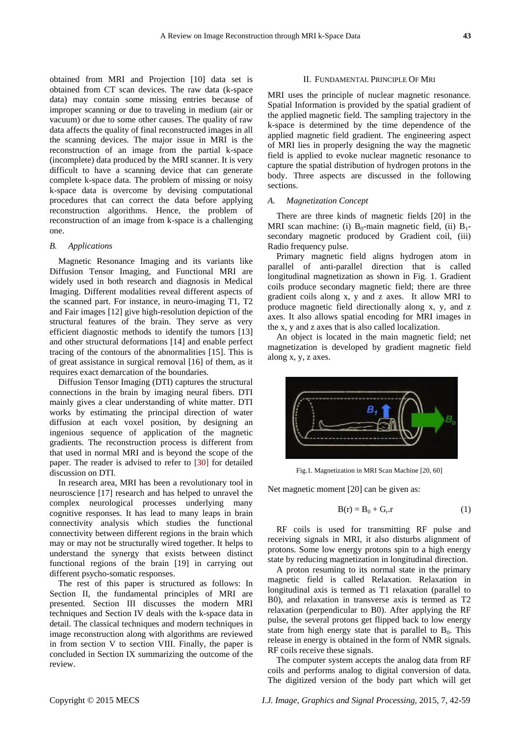obtained from MRI and Projection [10] data set is obtained from CT scan devices. The raw data (k-space data) may contain some missing entries because of improper scanning or due to traveling in medium (air or vacuum) or due to some other causes. The quality of raw data affects the quality of final reconstructed images in all the scanning devices. The major issue in MRI is the reconstruction of an image from the partial k-space (incomplete) data produced by the MRI scanner. It is very difficult to have a scanning device that can generate complete k-space data. The problem of missing or noisy k-space data is overcome by devising computational procedures that can correct the data before applying reconstruction algorithms. Hence, the problem of reconstruction of an image from k-space is a challenging one.

### *B. Applications*

Magnetic Resonance Imaging and its variants like Diffusion Tensor Imaging, and Functional MRI are widely used in both research and diagnosis in Medical Imaging. Different modalities reveal different aspects of the scanned part. For instance, in neuro-imaging T1, T2 and Fair images [12] give high-resolution depiction of the structural features of the brain. They serve as very efficient diagnostic methods to identify the tumors [13] and other structural deformations [14] and enable perfect tracing of the contours of the abnormalities [15]. This is of great assistance in surgical removal [16] of them, as it requires exact demarcation of the boundaries.

Diffusion Tensor Imaging (DTI) captures the structural connections in the brain by imaging neural fibers. DTI mainly gives a clear understanding of white matter. DTI works by estimating the principal direction of water diffusion at each voxel position, by designing an ingenious sequence of application of the magnetic gradients. The reconstruction process is different from that used in normal MRI and is beyond the scope of the paper. The reader is advised to refer to [30] for detailed discussion on DTI.

In research area, MRI has been a revolutionary tool in neuroscience [17] research and has helped to unravel the complex neurological processes underlying many cognitive responses. It has lead to many leaps in brain connectivity analysis which studies the functional connectivity between different regions in the brain which may or may not be structurally wired together. It helps to understand the synergy that exists between distinct functional regions of the brain [19] in carrying out different psycho-somatic responses.

The rest of this paper is structured as follows: In Section II, the fundamental principles of MRI are presented. Section III discusses the modern MRI techniques and Section IV deals with the k-space data in detail. The classical techniques and modern techniques in image reconstruction along with algorithms are reviewed in from section V to section VIII. Finally, the paper is concluded in Section IX summarizing the outcome of the review.

## II. Fundamental Principle Of MRI

MRI uses the principle of nuclear magnetic resonance. Spatial Information is provided by the spatial gradient of the applied magnetic field. The sampling trajectory in the k-space is determined by the time dependence of the applied magnetic field gradient. The engineering aspect of MRI lies in properly designing the way the magnetic field is applied to evoke nuclear magnetic resonance to capture the spatial distribution of hydrogen protons in the body. Three aspects are discussed in the following sections.

### *A. Magnetization Concept*

There are three kinds of magnetic fields [20] in the MRI scan machine: (i) $B_0$-main magnetic field, (ii) $B_1$-secondary magnetic produced by Gradient coil, (iii) Radio frequency pulse.

Primary magnetic field aligns hydrogen atom in parallel of anti-parallel direction that is called longitudinal magnetization as shown in Fig. 1. Gradient coils produce secondary magnetic field; there are three gradient coils along x, y and z axes. It allow MRI to produce magnetic field directionally along x, y, and z axes. It also allows spatial encoding for MRI images in the x, y and z axes that is also called localization.

An object is located in the main magnetic field; net magnetization is developed by gradient magnetic field along x, y, z axes.

Fig.1. Magnetization in MRI Scan Machine [20, 60]

Net magnetic moment [20] can be given as:

$$B(r) = B_0 + G_r.r \tag{1}$$

RF coils is used for transmitting RF pulse and receiving signals in MRI, it also disturbs alignment of protons. Some low energy protons spin to a high energy state by reducing magnetization in longitudinal direction.

A proton resuming to its normal state in the primary magnetic field is called Relaxation. Relaxation in longitudinal axis is termed as T1 relaxation (parallel to B0), and relaxation in transverse axis is termed as T2 relaxation (perpendicular to B0). After applying the RF pulse, the several protons get flipped back to low energy state from high energy state that is parallel to $B_0$. This release in energy is obtained in the form of NMR signals. RF coils receive these signals.

The computer system accepts the analog data from RF coils and performs analog to digital conversion of data. The digitized version of the body part which will get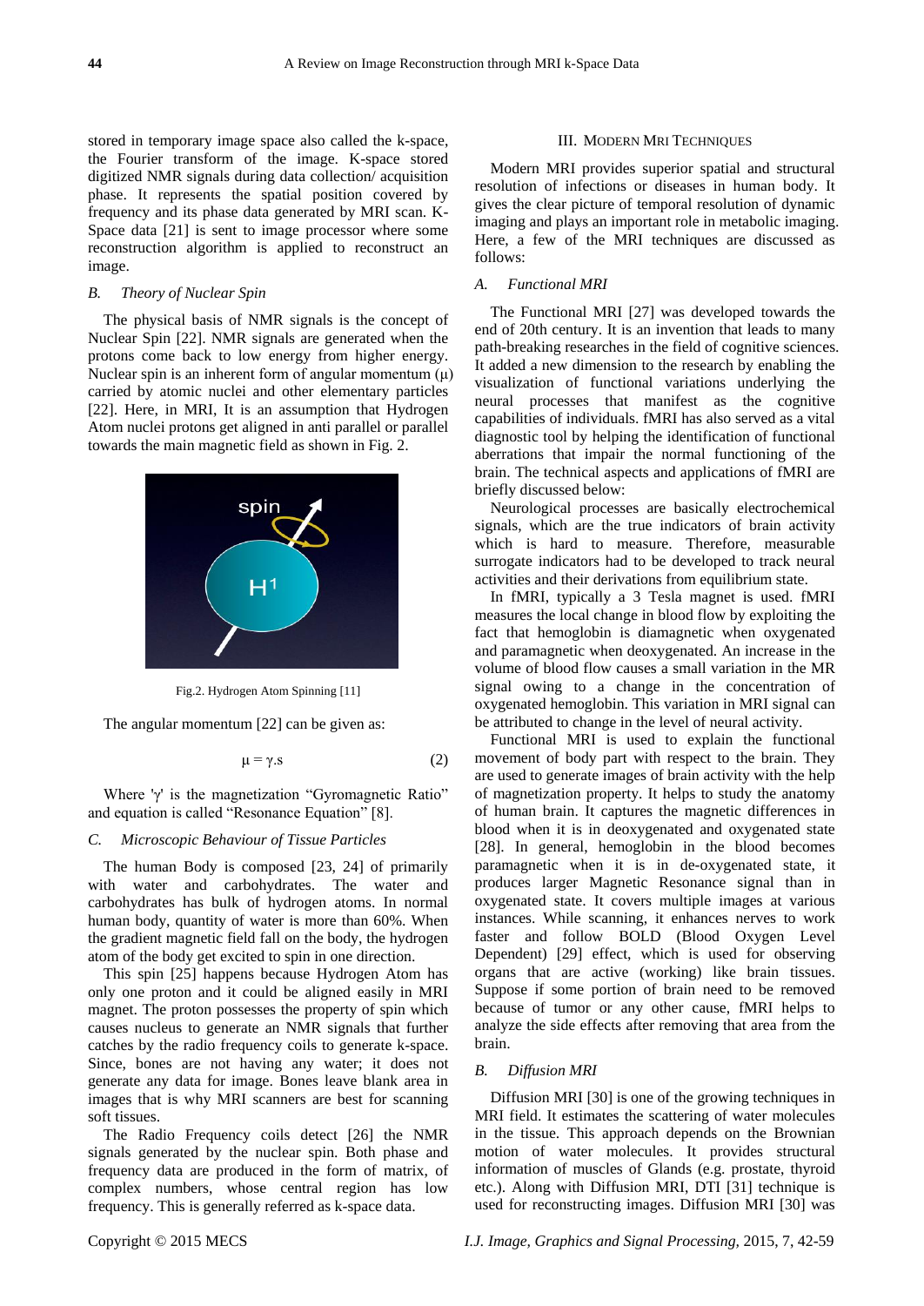stored in temporary image space also called the k-space, the Fourier transform of the image. K-space stored digitized NMR signals during data collection/ acquisition phase. It represents the spatial position covered by frequency and its phase data generated by MRI scan. K-Space data [21] is sent to image processor where some reconstruction algorithm is applied to reconstruct an image.

### *B. Theory of Nuclear Spin*

The physical basis of NMR signals is the concept of Nuclear Spin [22]. NMR signals are generated when the protons come back to low energy from higher energy. Nuclear spin is an inherent form of angular momentum (μ) carried by atomic nuclei and other elementary particles [22]. Here, in MRI, It is an assumption that Hydrogen Atom nuclei protons get aligned in anti parallel or parallel towards the main magnetic field as shown in Fig. 2.

Fig.2. Hydrogen Atom Spinning [11]

The angular momentum [22] can be given as:

$$\mu = \gamma . s \tag{2}$$

Where 'γ' is the magnetization "Gyromagnetic Ratio" and equation is called "Resonance Equation" [8].

### *C. Microscopic Behaviour of Tissue Particles*

The human Body is composed [23, 24] of primarily with water and carbohydrates. The water and carbohydrates has bulk of hydrogen atoms. In normal human body, quantity of water is more than 60%. When the gradient magnetic field fall on the body, the hydrogen atom of the body get excited to spin in one direction.

This spin [25] happens because Hydrogen Atom has only one proton and it could be aligned easily in MRI magnet. The proton possesses the property of spin which causes nucleus to generate an NMR signals that further catches by the radio frequency coils to generate k-space. Since, bones are not having any water; it does not generate any data for image. Bones leave blank area in images that is why MRI scanners are best for scanning soft tissues.

The Radio Frequency coils detect [26] the NMR signals generated by the nuclear spin. Both phase and frequency data are produced in the form of matrix, of complex numbers, whose central region has low frequency. This is generally referred as k-space data.

## III. Modern MRI Techniques

Modern MRI provides superior spatial and structural resolution of infections or diseases in human body. It gives the clear picture of temporal resolution of dynamic imaging and plays an important role in metabolic imaging. Here, a few of the MRI techniques are discussed as follows:

### *A. Functional MRI*

The Functional MRI [27] was developed towards the end of 20th century. It is an invention that leads to many path-breaking researches in the field of cognitive sciences. It added a new dimension to the research by enabling the visualization of functional variations underlying the neural processes that manifest as the cognitive capabilities of individuals. fMRI has also served as a vital diagnostic tool by helping the identification of functional aberrations that impair the normal functioning of the brain. The technical aspects and applications of fMRI are briefly discussed below:

Neurological processes are basically electrochemical signals, which are the true indicators of brain activity which is hard to measure. Therefore, measurable surrogate indicators had to be developed to track neural activities and their derivations from equilibrium state.

In fMRI, typically a 3 Tesla magnet is used. fMRI measures the local change in blood flow by exploiting the fact that hemoglobin is diamagnetic when oxygenated and paramagnetic when deoxygenated. An increase in the volume of blood flow causes a small variation in the MR signal owing to a change in the concentration of oxygenated hemoglobin. This variation in MRI signal can be attributed to change in the level of neural activity.

Functional MRI is used to explain the functional movement of body part with respect to the brain. They are used to generate images of brain activity with the help of magnetization property. It helps to study the anatomy of human brain. It captures the magnetic differences in blood when it is in deoxygenated and oxygenated state [28]. In general, hemoglobin in the blood becomes paramagnetic when it is in de-oxygenated state, it produces larger Magnetic Resonance signal than in oxygenated state. It covers multiple images at various instances. While scanning, it enhances nerves to work faster and follow BOLD (Blood Oxygen Level Dependent) [29] effect, which is used for observing organs that are active (working) like brain tissues. Suppose if some portion of brain need to be removed because of tumor or any other cause, fMRI helps to analyze the side effects after removing that area from the brain.

### *B. Diffusion MRI*

Diffusion MRI [30] is one of the growing techniques in MRI field. It estimates the scattering of water molecules in the tissue. This approach depends on the Brownian motion of water molecules. It provides structural information of muscles of Glands (e.g. prostate, thyroid etc.). Along with Diffusion MRI, DTI [31] technique is used for reconstructing images. Diffusion MRI [30] was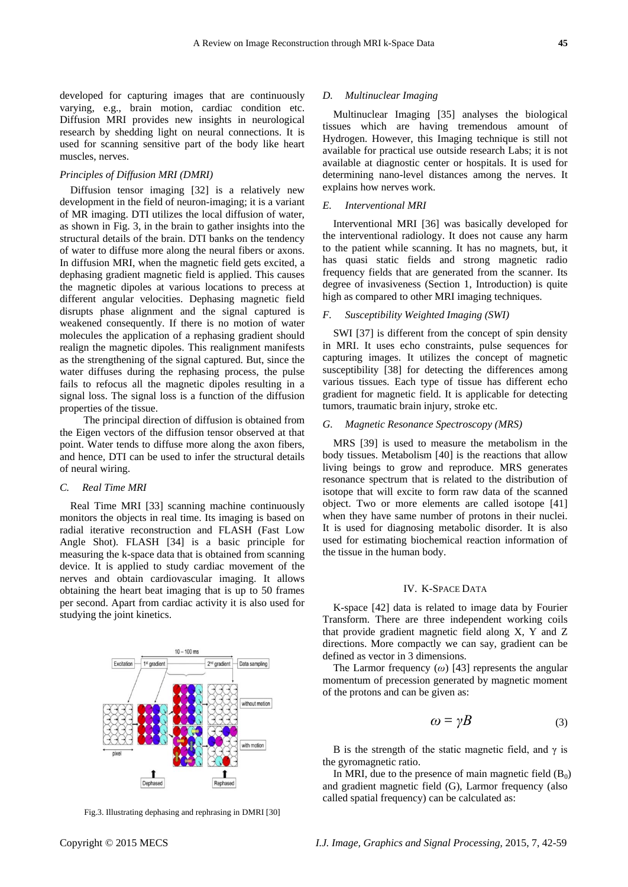developed for capturing images that are continuously varying, e.g., brain motion, cardiac condition etc. Diffusion MRI provides new insights in neurological research by shedding light on neural connections. It is used for scanning sensitive part of the body like heart muscles, nerves.

*Principles of Diffusion MRI (DMRI)*

Diffusion tensor imaging [32] is a relatively new development in the field of neuron-imaging; it is a variant of MR imaging. DTI utilizes the local diffusion of water, as shown in Fig. 3, in the brain to gather insights into the structural details of the brain. DTI banks on the tendency of water to diffuse more along the neural fibers or axons. In diffusion MRI, when the magnetic field gets excited, a dephasing gradient magnetic field is applied. This causes the magnetic dipoles at various locations to precess at different angular velocities. Dephasing magnetic field disrupts phase alignment and the signal captured is weakened consequently. If there is no motion of water molecules the application of a rephasing gradient should realign the magnetic dipoles. This realignment manifests as the strengthening of the signal captured. But, since the water diffuses during the rephasing process, the pulse fails to refocus all the magnetic dipoles resulting in a signal loss. The signal loss is a function of the diffusion properties of the tissue.

The principal direction of diffusion is obtained from the Eigen vectors of the diffusion tensor observed at that point. Water tends to diffuse more along the axon fibers, and hence, DTI can be used to infer the structural details of neural wiring.

### *C. Real Time MRI*

Real Time MRI [33] scanning machine continuously monitors the objects in real time. Its imaging is based on radial iterative reconstruction and FLASH (Fast Low Angle Shot). FLASH [34] is a basic principle for measuring the k-space data that is obtained from scanning device. It is applied to study cardiac movement of the nerves and obtain cardiovascular imaging. It allows obtaining the heart beat imaging that is up to 50 frames per second. Apart from cardiac activity it is also used for studying the joint kinetics.

Fig.3. Illustrating dephasing and rephrasing in DMRI [30]

### *D. Multinuclear Imaging*

Multinuclear Imaging [35] analyses the biological tissues which are having tremendous amount of Hydrogen. However, this Imaging technique is still not available for practical use outside research Labs; it is not available at diagnostic center or hospitals. It is used for determining nano-level distances among the nerves. It explains how nerves work.

### *E. Interventional MRI*

Interventional MRI [36] was basically developed for the interventional radiology. It does not cause any harm to the patient while scanning. It has no magnets, but, it has quasi static fields and strong magnetic radio frequency fields that are generated from the scanner. Its degree of invasiveness (Section 1, Introduction) is quite high as compared to other MRI imaging techniques.

### *F. Susceptibility Weighted Imaging (SWI)*

SWI [37] is different from the concept of spin density in MRI. It uses echo constraints, pulse sequences for capturing images. It utilizes the concept of magnetic susceptibility [38] for detecting the differences among various tissues. Each type of tissue has different echo gradient for magnetic field. It is applicable for detecting tumors, traumatic brain injury, stroke etc.

### *G. Magnetic Resonance Spectroscopy (MRS)*

MRS [39] is used to measure the metabolism in the body tissues. Metabolism [40] is the reactions that allow living beings to grow and reproduce. MRS generates resonance spectrum that is related to the distribution of isotope that will excite to form raw data of the scanned object. Two or more elements are called isotope [41] when they have same number of protons in their nuclei. It is used for diagnosing metabolic disorder. It is also used for estimating biochemical reaction information of the tissue in the human body.

## IV. K-Space Data

K-space [42] data is related to image data by Fourier Transform. There are three independent working coils that provide gradient magnetic field along X, Y and Z directions. More compactly we can say, gradient can be defined as vector in 3 dimensions.

The Larmor frequency ($\omega$) [43] represents the angular momentum of precession generated by magnetic moment of the protons and can be given as:

$$\omega = \gamma B \tag{3}$$

B is the strength of the static magnetic field, and $\gamma$ is the gyromagnetic ratio.

In MRI, due to the presence of main magnetic field ($B_0$) and gradient magnetic field (G), Larmor frequency (also called spatial frequency) can be calculated as: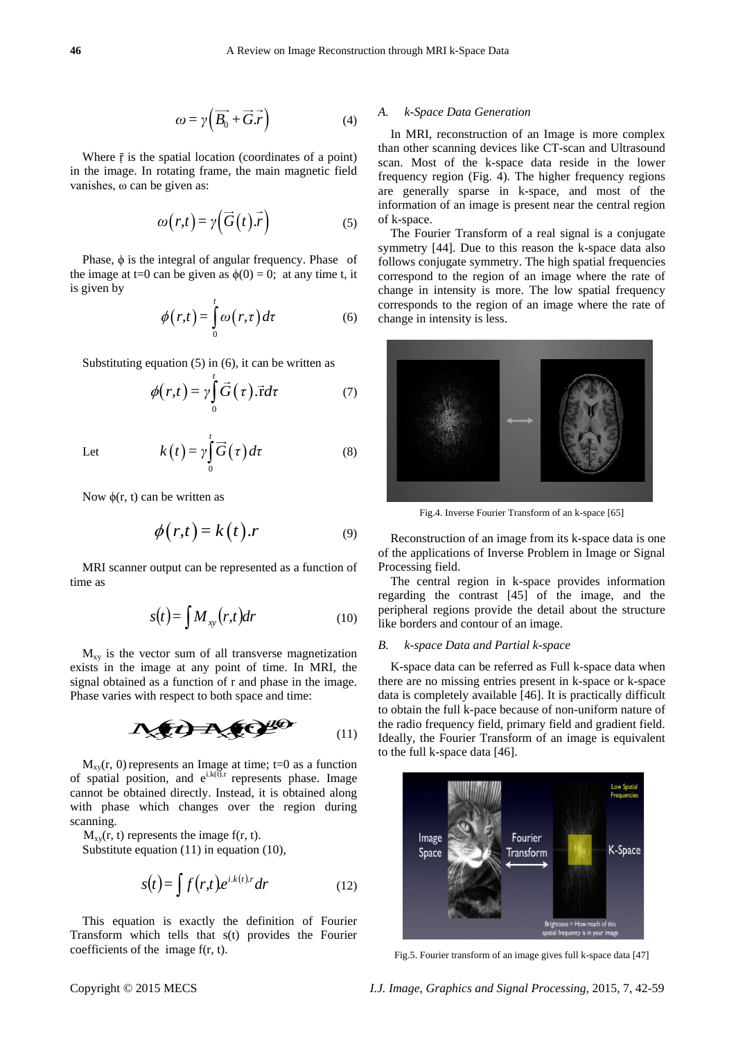$$\omega = \gamma\left(\vec{B_0} + \vec{G}.\vec{r}\right) \tag{4}$$

Where $\bar{r}$ is the spatial location (coordinates of a point) in the image. In rotating frame, the main magnetic field vanishes, ω can be given as:

$$\omega(r,t) = \gamma\left(\vec{G}(t).\vec{r}\right) \tag{5}$$

Phase, ϕ is the integral of angular frequency. Phase of the image at t=0 can be given as $\phi(0) = 0$; at any time t, it is given by

$$\phi(r,t) = \int_0^t \omega(r,\tau)\, d\tau \tag{6}$$

Substituting equation (5) in (6), it can be written as

$$\phi(r,t) = \gamma \int_0^t \vec{G}(\tau).\vec{r} d\tau \tag{7}$$

Let

$$k(t) = \gamma \int_0^t \vec{G}(\tau)\, d\tau \tag{8}$$

Now ϕ(r, t) can be written as

$$\phi(r,t) = k(t).r \tag{9}$$

MRI scanner output can be represented as a function of time as

$$s(t) = \int M_{xy}(r,t) dr \tag{10}$$

$M_{xy}$ is the vector sum of all transverse magnetization exists in the image at any point of time. In MRI, the signal obtained as a function of r and phase in the image. Phase varies with respect to both space and time:

$$M_{xy}(r,t) = M_{xy}(r,0)e^{i\phi(r,t)} \tag{11}$$

$M_{xy}(r, 0)$ represents an Image at time; t=0 as a function of spatial position, and $e^{i.k(t).r}$ represents phase. Image cannot be obtained directly. Instead, it is obtained along with phase which changes over the region during scanning.

$M_{xy}(r, t)$ represents the image f(r, t).

Substitute equation (11) in equation (10),

$$s(t) = \int f(r,t) e^{i.k(t).r} dr \tag{12}$$

This equation is exactly the definition of Fourier Transform which tells that s(t) provides the Fourier coefficients of the image f(r, t).

### *A. k-Space Data Generation*

In MRI, reconstruction of an Image is more complex than other scanning devices like CT-scan and Ultrasound scan. Most of the k-space data reside in the lower frequency region (Fig. 4). The higher frequency regions are generally sparse in k-space, and most of the information of an image is present near the central region of k-space.

The Fourier Transform of a real signal is a conjugate symmetry [44]. Due to this reason the k-space data also follows conjugate symmetry. The high spatial frequencies correspond to the region of an image where the rate of change in intensity is more. The low spatial frequency corresponds to the region of an image where the rate of change in intensity is less.

Fig.4. Inverse Fourier Transform of an k-space [65]

Reconstruction of an image from its k-space data is one of the applications of Inverse Problem in Image or Signal Processing field.

The central region in k-space provides information regarding the contrast [45] of the image, and the peripheral regions provide the detail about the structure like borders and contour of an image.

### *B. k-space Data and Partial k-space*

K-space data can be referred as Full k-space data when there are no missing entries present in k-space or k-space data is completely available [46]. It is practically difficult to obtain the full k-pace because of non-uniform nature of the radio frequency field, primary field and gradient field. Ideally, the Fourier Transform of an image is equivalent to the full k-space data [46].

Fig.5. Fourier transform of an image gives full k-space data [47]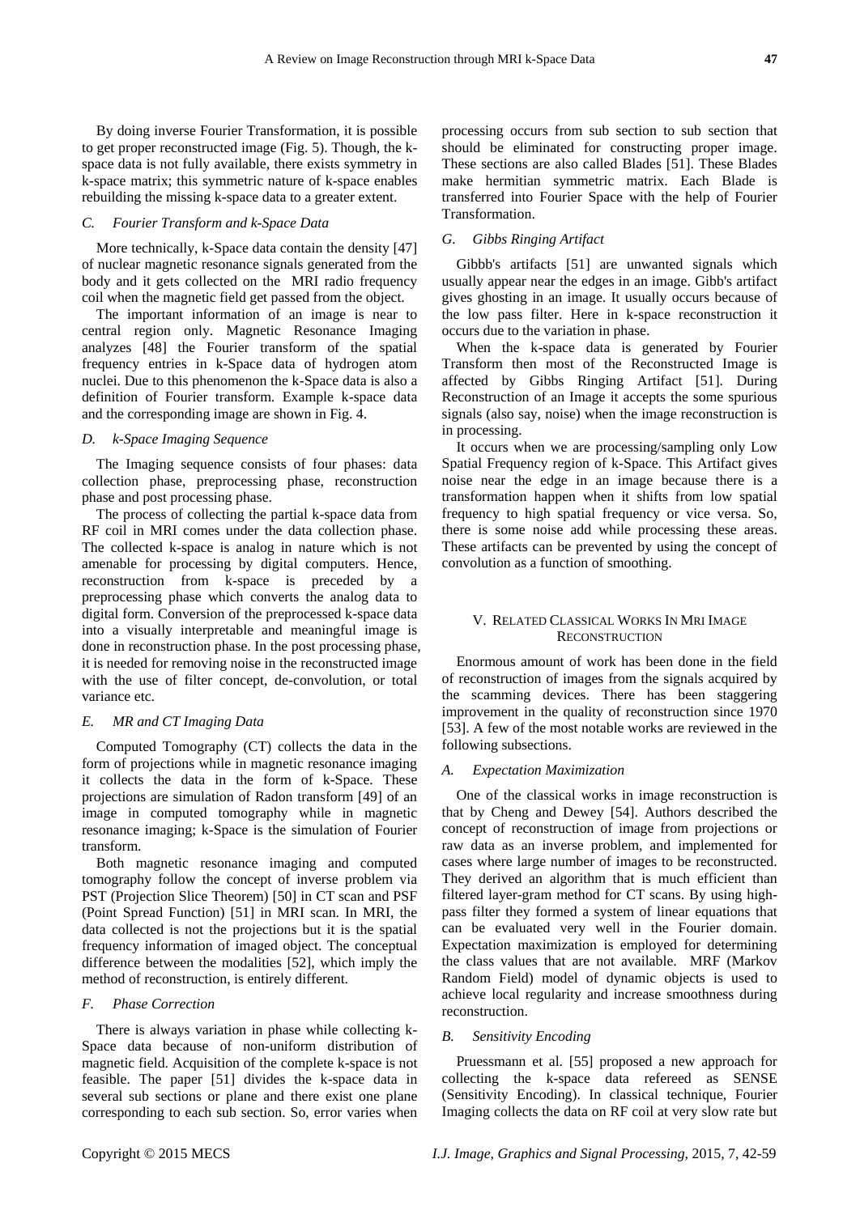By doing inverse Fourier Transformation, it is possible to get proper reconstructed image (Fig. 5). Though, the k-space data is not fully available, there exists symmetry in k-space matrix; this symmetric nature of k-space enables rebuilding the missing k-space data to a greater extent.

### C. Fourier Transform and k-Space Data

More technically, k-Space data contain the density [47] of nuclear magnetic resonance signals generated from the body and it gets collected on the MRI radio frequency coil when the magnetic field get passed from the object.

The important information of an image is near to central region only. Magnetic Resonance Imaging analyzes [48] the Fourier transform of the spatial frequency entries in k-Space data of hydrogen atom nuclei. Due to this phenomenon the k-Space data is also a definition of Fourier transform. Example k-space data and the corresponding image are shown in Fig. 4.

### D. k-Space Imaging Sequence

The Imaging sequence consists of four phases: data collection phase, preprocessing phase, reconstruction phase and post processing phase.

The process of collecting the partial k-space data from RF coil in MRI comes under the data collection phase. The collected k-space is analog in nature which is not amenable for processing by digital computers. Hence, reconstruction from k-space is preceded by a preprocessing phase which converts the analog data to digital form. Conversion of the preprocessed k-space data into a visually interpretable and meaningful image is done in reconstruction phase. In the post processing phase, it is needed for removing noise in the reconstructed image with the use of filter concept, de-convolution, or total variance etc.

### E. MR and CT Imaging Data

Computed Tomography (CT) collects the data in the form of projections while in magnetic resonance imaging it collects the data in the form of k-Space. These projections are simulation of Radon transform [49] of an image in computed tomography while in magnetic resonance imaging; k-Space is the simulation of Fourier transform.

Both magnetic resonance imaging and computed tomography follow the concept of inverse problem via PST (Projection Slice Theorem) [50] in CT scan and PSF (Point Spread Function) [51] in MRI scan. In MRI, the data collected is not the projections but it is the spatial frequency information of imaged object. The conceptual difference between the modalities [52], which imply the method of reconstruction, is entirely different.

### F. Phase Correction

There is always variation in phase while collecting k-Space data because of non-uniform distribution of magnetic field. Acquisition of the complete k-space is not feasible. The paper [51] divides the k-space data in several sub sections or plane and there exist one plane corresponding to each sub section. So, error varies when processing occurs from sub section to sub section that should be eliminated for constructing proper image. These sections are also called Blades [51]. These Blades make hermitian symmetric matrix. Each Blade is transferred into Fourier Space with the help of Fourier Transformation.

### G. Gibbs Ringing Artifact

Gibbb's artifacts [51] are unwanted signals which usually appear near the edges in an image. Gibb's artifact gives ghosting in an image. It usually occurs because of the low pass filter. Here in k-space reconstruction it occurs due to the variation in phase.

When the k-space data is generated by Fourier Transform then most of the Reconstructed Image is affected by Gibbs Ringing Artifact [51]. During Reconstruction of an Image it accepts the some spurious signals (also say, noise) when the image reconstruction is in processing.

It occurs when we are processing/sampling only Low Spatial Frequency region of k-Space. This Artifact gives noise near the edge in an image because there is a transformation happen when it shifts from low spatial frequency to high spatial frequency or vice versa. So, there is some noise add while processing these areas. These artifacts can be prevented by using the concept of convolution as a function of smoothing.

## V. Related Classical Works In Mri Image Reconstruction

Enormous amount of work has been done in the field of reconstruction of images from the signals acquired by the scamming devices. There has been staggering improvement in the quality of reconstruction since 1970 [53]. A few of the most notable works are reviewed in the following subsections.

### A. Expectation Maximization

One of the classical works in image reconstruction is that by Cheng and Dewey [54]. Authors described the concept of reconstruction of image from projections or raw data as an inverse problem, and implemented for cases where large number of images to be reconstructed. They derived an algorithm that is much efficient than filtered layer-gram method for CT scans. By using high-pass filter they formed a system of linear equations that can be evaluated very well in the Fourier domain. Expectation maximization is employed for determining the class values that are not available. MRF (Markov Random Field) model of dynamic objects is used to achieve local regularity and increase smoothness during reconstruction.

### B. Sensitivity Encoding

Pruessmann et al. [55] proposed a new approach for collecting the k-space data refereed as SENSE (Sensitivity Encoding). In classical technique, Fourier Imaging collects the data on RF coil at very slow rate but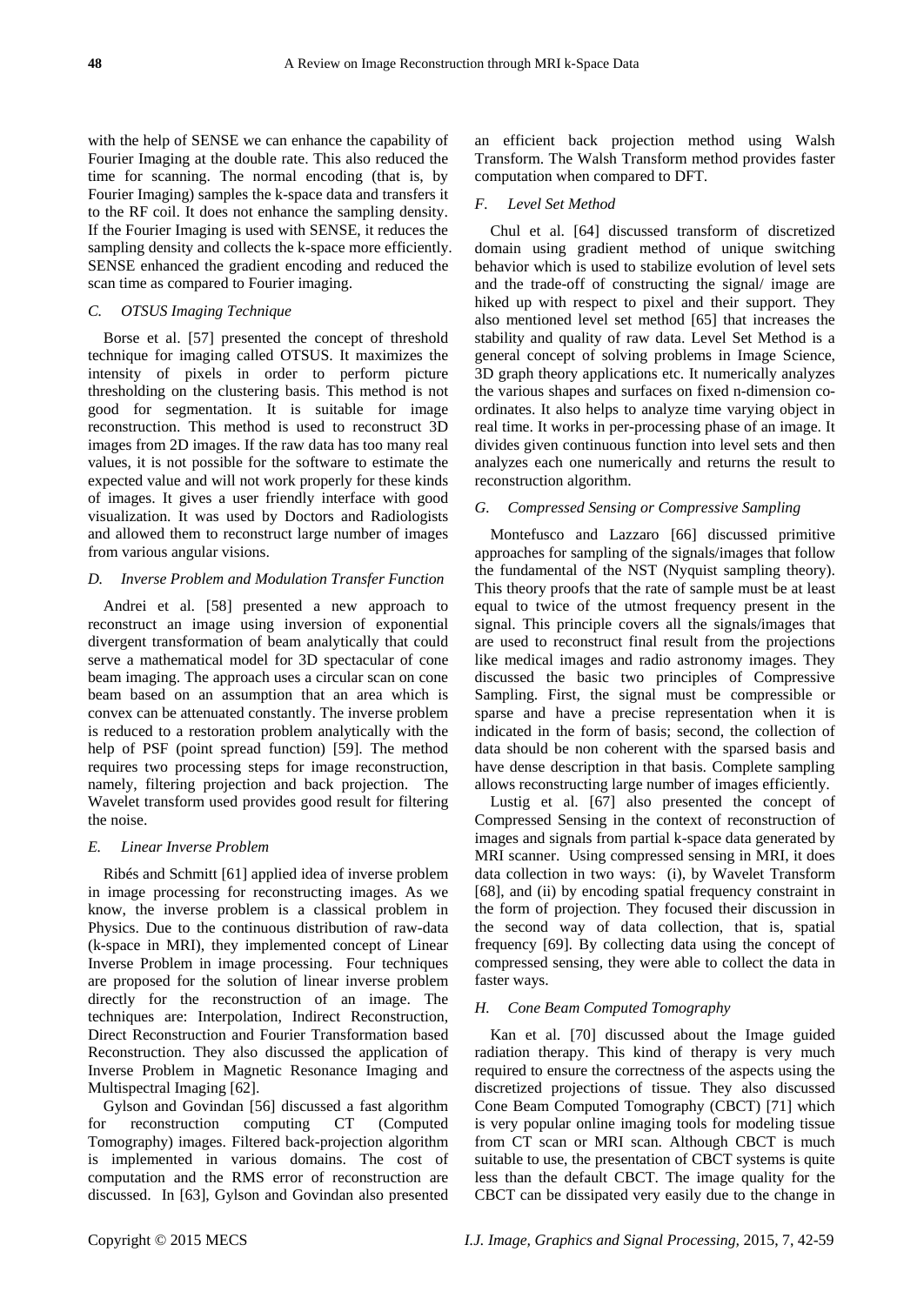with the help of SENSE we can enhance the capability of Fourier Imaging at the double rate. This also reduced the time for scanning. The normal encoding (that is, by Fourier Imaging) samples the k-space data and transfers it to the RF coil. It does not enhance the sampling density. If the Fourier Imaging is used with SENSE, it reduces the sampling density and collects the k-space more efficiently. SENSE enhanced the gradient encoding and reduced the scan time as compared to Fourier imaging.

### *C. OTSUS Imaging Technique*

Borse et al. [57] presented the concept of threshold technique for imaging called OTSUS. It maximizes the intensity of pixels in order to perform picture thresholding on the clustering basis. This method is not good for segmentation. It is suitable for image reconstruction. This method is used to reconstruct 3D images from 2D images. If the raw data has too many real values, it is not possible for the software to estimate the expected value and will not work properly for these kinds of images. It gives a user friendly interface with good visualization. It was used by Doctors and Radiologists and allowed them to reconstruct large number of images from various angular visions.

### *D. Inverse Problem and Modulation Transfer Function*

Andrei et al. [58] presented a new approach to reconstruct an image using inversion of exponential divergent transformation of beam analytically that could serve a mathematical model for 3D spectacular of cone beam imaging. The approach uses a circular scan on cone beam based on an assumption that an area which is convex can be attenuated constantly. The inverse problem is reduced to a restoration problem analytically with the help of PSF (point spread function) [59]. The method requires two processing steps for image reconstruction, namely, filtering projection and back projection. The Wavelet transform used provides good result for filtering the noise.

### *E. Linear Inverse Problem*

Ribés and Schmitt [61] applied idea of inverse problem in image processing for reconstructing images. As we know, the inverse problem is a classical problem in Physics. Due to the continuous distribution of raw-data (k-space in MRI), they implemented concept of Linear Inverse Problem in image processing. Four techniques are proposed for the solution of linear inverse problem directly for the reconstruction of an image. The techniques are: Interpolation, Indirect Reconstruction, Direct Reconstruction and Fourier Transformation based Reconstruction. They also discussed the application of Inverse Problem in Magnetic Resonance Imaging and Multispectral Imaging [62].

Gylson and Govindan [56] discussed a fast algorithm for reconstruction computing CT (Computed Tomography) images. Filtered back-projection algorithm is implemented in various domains. The cost of computation and the RMS error of reconstruction are discussed. In [63], Gylson and Govindan also presented an efficient back projection method using Walsh Transform. The Walsh Transform method provides faster computation when compared to DFT.

### *F. Level Set Method*

Chul et al. [64] discussed transform of discretized domain using gradient method of unique switching behavior which is used to stabilize evolution of level sets and the trade-off of constructing the signal/ image are hiked up with respect to pixel and their support. They also mentioned level set method [65] that increases the stability and quality of raw data. Level Set Method is a general concept of solving problems in Image Science, 3D graph theory applications etc. It numerically analyzes the various shapes and surfaces on fixed n-dimension co-ordinates. It also helps to analyze time varying object in real time. It works in per-processing phase of an image. It divides given continuous function into level sets and then analyzes each one numerically and returns the result to reconstruction algorithm.

### *G. Compressed Sensing or Compressive Sampling*

Montefusco and Lazzaro [66] discussed primitive approaches for sampling of the signals/images that follow the fundamental of the NST (Nyquist sampling theory). This theory proofs that the rate of sample must be at least equal to twice of the utmost frequency present in the signal. This principle covers all the signals/images that are used to reconstruct final result from the projections like medical images and radio astronomy images. They discussed the basic two principles of Compressive Sampling. First, the signal must be compressible or sparse and have a precise representation when it is indicated in the form of basis; second, the collection of data should be non coherent with the sparsed basis and have dense description in that basis. Complete sampling allows reconstructing large number of images efficiently.

Lustig et al. [67] also presented the concept of Compressed Sensing in the context of reconstruction of images and signals from partial k-space data generated by MRI scanner. Using compressed sensing in MRI, it does data collection in two ways: (i), by Wavelet Transform [68], and (ii) by encoding spatial frequency constraint in the form of projection. They focused their discussion in the second way of data collection, that is, spatial frequency [69]. By collecting data using the concept of compressed sensing, they were able to collect the data in faster ways.

### *H. Cone Beam Computed Tomography*

Kan et al. [70] discussed about the Image guided radiation therapy. This kind of therapy is very much required to ensure the correctness of the aspects using the discretized projections of tissue. They also discussed Cone Beam Computed Tomography (CBCT) [71] which is very popular online imaging tools for modeling tissue from CT scan or MRI scan. Although CBCT is much suitable to use, the presentation of CBCT systems is quite less than the default CBCT. The image quality for the CBCT can be dissipated very easily due to the change in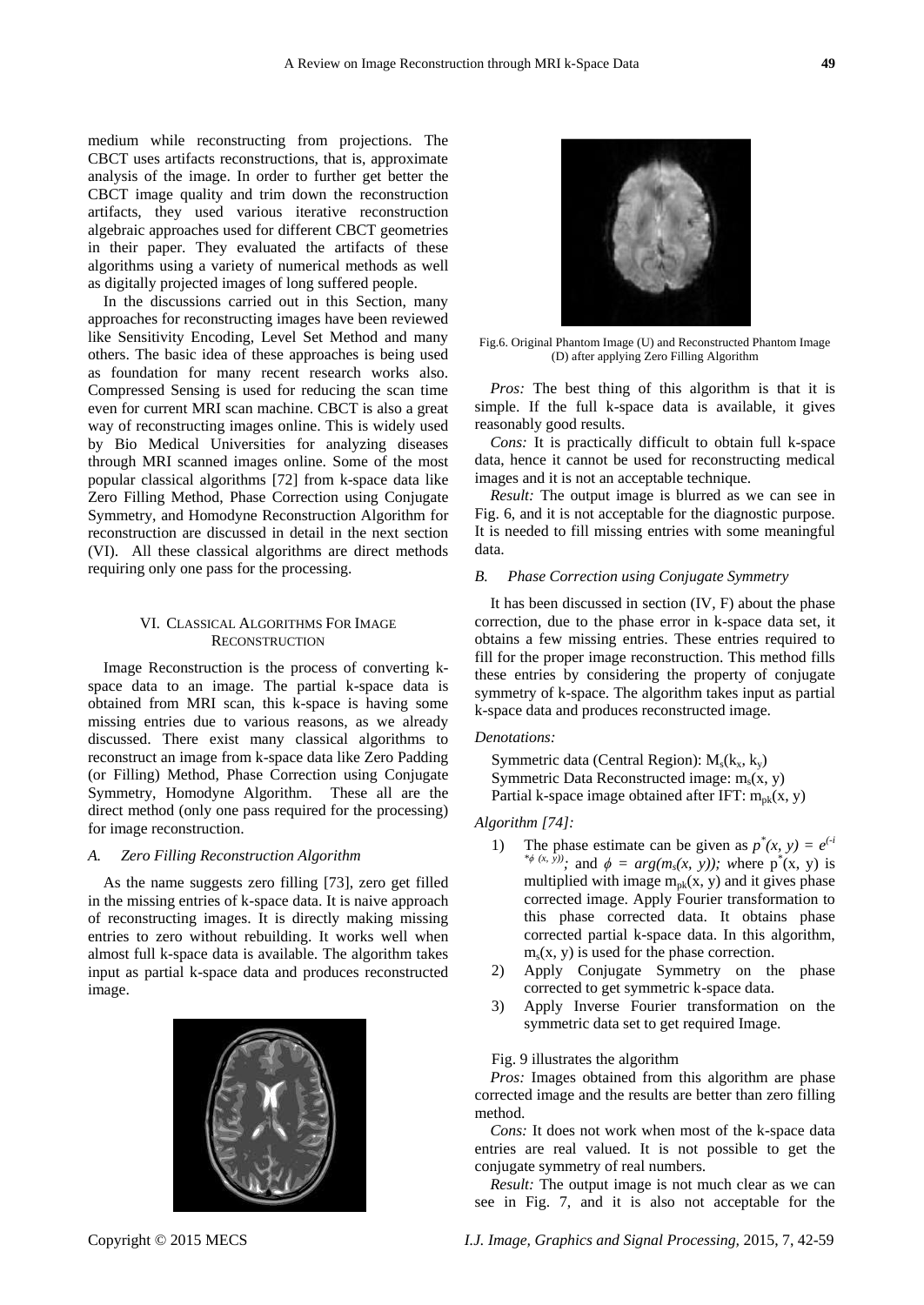medium while reconstructing from projections. The CBCT uses artifacts reconstructions, that is, approximate analysis of the image. In order to further get better the CBCT image quality and trim down the reconstruction artifacts, they used various iterative reconstruction algebraic approaches used for different CBCT geometries in their paper. They evaluated the artifacts of these algorithms using a variety of numerical methods as well as digitally projected images of long suffered people.

In the discussions carried out in this Section, many approaches for reconstructing images have been reviewed like Sensitivity Encoding, Level Set Method and many others. The basic idea of these approaches is being used as foundation for many recent research works also. Compressed Sensing is used for reducing the scan time even for current MRI scan machine. CBCT is also a great way of reconstructing images online. This is widely used by Bio Medical Universities for analyzing diseases through MRI scanned images online. Some of the most popular classical algorithms [72] from k-space data like Zero Filling Method, Phase Correction using Conjugate Symmetry, and Homodyne Reconstruction Algorithm for reconstruction are discussed in detail in the next section (VI). All these classical algorithms are direct methods requiring only one pass for the processing.

## VI. Classical Algorithms For Image Reconstruction

Image Reconstruction is the process of converting k-space data to an image. The partial k-space data is obtained from MRI scan, this k-space is having some missing entries due to various reasons, as we already discussed. There exist many classical algorithms to reconstruct an image from k-space data like Zero Padding (or Filling) Method, Phase Correction using Conjugate Symmetry, Homodyne Algorithm. These all are the direct method (only one pass required for the processing) for image reconstruction.

### *A. Zero Filling Reconstruction Algorithm*

As the name suggests zero filling [73], zero get filled in the missing entries of k-space data. It is naive approach of reconstructing images. It is directly making missing entries to zero without rebuilding. It works well when almost full k-space data is available. The algorithm takes input as partial k-space data and produces reconstructed image.

Fig.6. Original Phantom Image (U) and Reconstructed Phantom Image (D) after applying Zero Filling Algorithm

*Pros:* The best thing of this algorithm is that it is simple. If the full k-space data is available, it gives reasonably good results.

*Cons:* It is practically difficult to obtain full k-space data, hence it cannot be used for reconstructing medical images and it is not an acceptable technique.

*Result:* The output image is blurred as we can see in Fig. 6, and it is not acceptable for the diagnostic purpose. It is needed to fill missing entries with some meaningful data.

### *B. Phase Correction using Conjugate Symmetry*

It has been discussed in section (IV, F) about the phase correction, due to the phase error in k-space data set, it obtains a few missing entries. These entries required to fill for the proper image reconstruction. This method fills these entries by considering the property of conjugate symmetry of k-space. The algorithm takes input as partial k-space data and produces reconstructed image.

*Denotations:*

Symmetric data (Central Region): $M_s(k_x, k_y)$
Symmetric Data Reconstructed image: $m_s(x, y)$
Partial k-space image obtained after IFT: $m_{pk}(x, y)$

*Algorithm [74]:*

1) The phase estimate can be given as $p^*(x, y) = e^{(-i*\phi(x, y))}$; and $\phi = arg(m_s(x, y))$; where $p^*(x, y)$ is multiplied with image $m_{pk}(x, y)$ and it gives phase corrected image. Apply Fourier transformation to this phase corrected data. It obtains phase corrected partial k-space data. In this algorithm, $m_s(x, y)$ is used for the phase correction.
2) Apply Conjugate Symmetry on the phase corrected to get symmetric k-space data.
3) Apply Inverse Fourier transformation on the symmetric data set to get required Image.

Fig. 9 illustrates the algorithm

*Pros:* Images obtained from this algorithm are phase corrected image and the results are better than zero filling method.

*Cons:* It does not work when most of the k-space data entries are real valued. It is not possible to get the conjugate symmetry of real numbers.

*Result:* The output image is not much clear as we can see in Fig. 7, and it is also not acceptable for the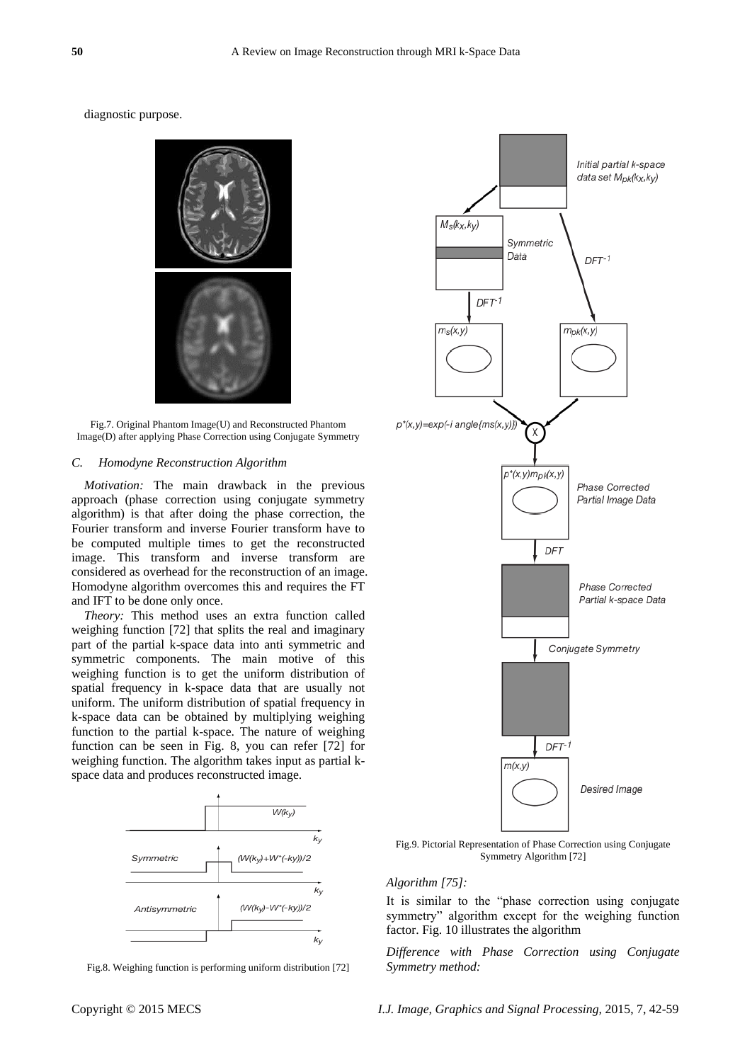diagnostic purpose.

Fig.7. Original Phantom Image(U) and Reconstructed Phantom Image(D) after applying Phase Correction using Conjugate Symmetry

### C. Homodyne Reconstruction Algorithm

*Motivation:* The main drawback in the previous approach (phase correction using conjugate symmetry algorithm) is that after doing the phase correction, the Fourier transform and inverse Fourier transform have to be computed multiple times to get the reconstructed image. This transform and inverse transform are considered as overhead for the reconstruction of an image. Homodyne algorithm overcomes this and requires the FT and IFT to be done only once.

*Theory:* This method uses an extra function called weighing function [72] that splits the real and imaginary part of the partial k-space data into anti symmetric and symmetric components. The main motive of this weighing function is to get the uniform distribution of spatial frequency in k-space data that are usually not uniform. The uniform distribution of spatial frequency in k-space data can be obtained by multiplying weighing function to the partial k-space. The nature of weighing function can be seen in Fig. 8, you can refer [72] for weighing function. The algorithm takes input as partial k-space data and produces reconstructed image.

Fig.8. Weighing function is performing uniform distribution [72]

Fig.9. Pictorial Representation of Phase Correction using Conjugate Symmetry Algorithm [72]

*Algorithm [75]:*

It is similar to the "phase correction using conjugate symmetry" algorithm except for the weighing function factor. Fig. 10 illustrates the algorithm

*Difference with Phase Correction using Conjugate Symmetry method:*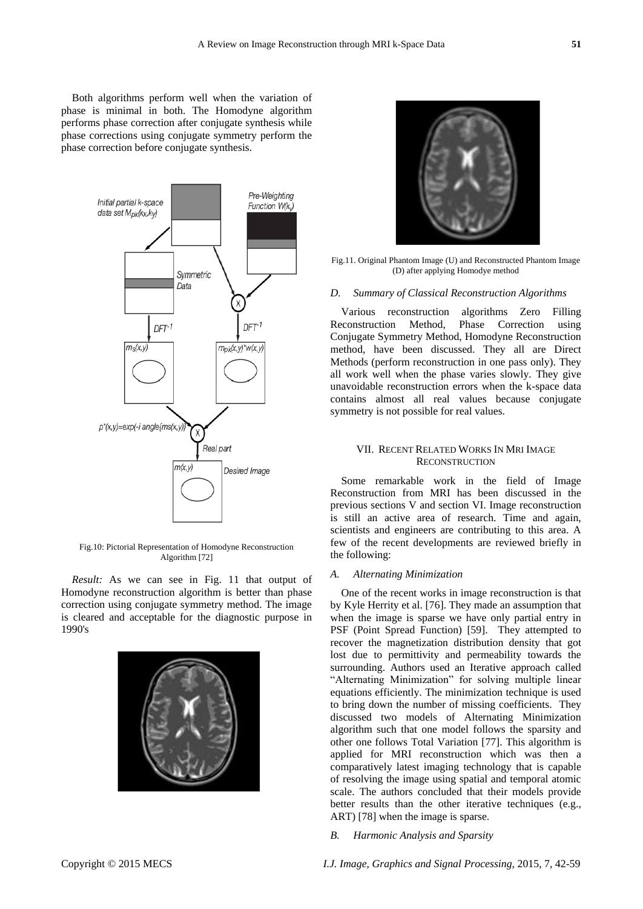Both algorithms perform well when the variation of phase is minimal in both. The Homodyne algorithm performs phase correction after conjugate synthesis while phase corrections using conjugate symmetry perform the phase correction before conjugate synthesis.

Fig.10: Pictorial Representation of Homodyne Reconstruction Algorithm [72]

*Result:* As we can see in Fig. 11 that output of Homodyne reconstruction algorithm is better than phase correction using conjugate symmetry method. The image is cleared and acceptable for the diagnostic purpose in 1990's

Fig.11. Original Phantom Image (U) and Reconstructed Phantom Image (D) after applying Homodye method

### *D. Summary of Classical Reconstruction Algorithms*

Various reconstruction algorithms Zero Filling Reconstruction Method, Phase Correction using Conjugate Symmetry Method, Homodyne Reconstruction method, have been discussed. They all are Direct Methods (perform reconstruction in one pass only). They all work well when the phase varies slowly. They give unavoidable reconstruction errors when the k-space data contains almost all real values because conjugate symmetry is not possible for real values.

## VII. Recent Related Works In Mri Image Reconstruction

Some remarkable work in the field of Image Reconstruction from MRI has been discussed in the previous sections V and section VI. Image reconstruction is still an active area of research. Time and again, scientists and engineers are contributing to this area. A few of the recent developments are reviewed briefly in the following:

### *A. Alternating Minimization*

One of the recent works in image reconstruction is that by Kyle Herrity et al. [76]. They made an assumption that when the image is sparse we have only partial entry in PSF (Point Spread Function) [59]. They attempted to recover the magnetization distribution density that got lost due to permittivity and permeability towards the surrounding. Authors used an Iterative approach called "Alternating Minimization" for solving multiple linear equations efficiently. The minimization technique is used to bring down the number of missing coefficients. They discussed two models of Alternating Minimization algorithm such that one model follows the sparsity and other one follows Total Variation [77]. This algorithm is applied for MRI reconstruction which was then a comparatively latest imaging technology that is capable of resolving the image using spatial and temporal atomic scale. The authors concluded that their models provide better results than the other iterative techniques (e.g., ART) [78] when the image is sparse.

### *B. Harmonic Analysis and Sparsity*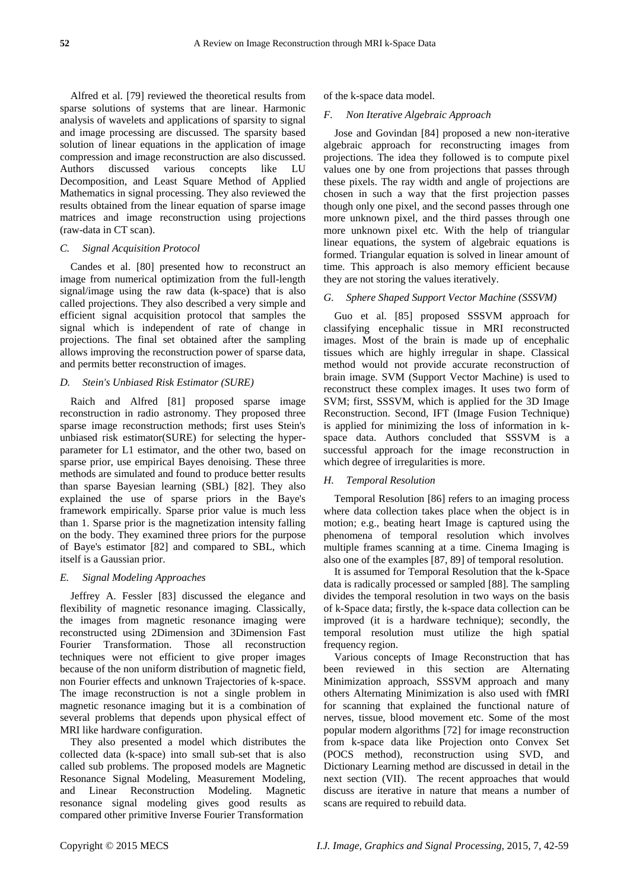Alfred et al. [79] reviewed the theoretical results from sparse solutions of systems that are linear. Harmonic analysis of wavelets and applications of sparsity to signal and image processing are discussed. The sparsity based solution of linear equations in the application of image compression and image reconstruction are also discussed. Authors discussed various concepts like LU Decomposition, and Least Square Method of Applied Mathematics in signal processing. They also reviewed the results obtained from the linear equation of sparse image matrices and image reconstruction using projections (raw-data in CT scan).

### *C. Signal Acquisition Protocol*

Candes et al. [80] presented how to reconstruct an image from numerical optimization from the full-length signal/image using the raw data (k-space) that is also called projections. They also described a very simple and efficient signal acquisition protocol that samples the signal which is independent of rate of change in projections. The final set obtained after the sampling allows improving the reconstruction power of sparse data, and permits better reconstruction of images.

### *D. Stein's Unbiased Risk Estimator (SURE)*

Raich and Alfred [81] proposed sparse image reconstruction in radio astronomy. They proposed three sparse image reconstruction methods; first uses Stein's unbiased risk estimator(SURE) for selecting the hyper-parameter for L1 estimator, and the other two, based on sparse prior, use empirical Bayes denoising. These three methods are simulated and found to produce better results than sparse Bayesian learning (SBL) [82]. They also explained the use of sparse priors in the Baye's framework empirically. Sparse prior value is much less than 1. Sparse prior is the magnetization intensity falling on the body. They examined three priors for the purpose of Baye's estimator [82] and compared to SBL, which itself is a Gaussian prior.

### *E. Signal Modeling Approaches*

Jeffrey A. Fessler [83] discussed the elegance and flexibility of magnetic resonance imaging. Classically, the images from magnetic resonance imaging were reconstructed using 2Dimension and 3Dimension Fast Fourier Transformation. Those all reconstruction techniques were not efficient to give proper images because of the non uniform distribution of magnetic field, non Fourier effects and unknown Trajectories of k-space. The image reconstruction is not a single problem in magnetic resonance imaging but it is a combination of several problems that depends upon physical effect of MRI like hardware configuration.

They also presented a model which distributes the collected data (k-space) into small sub-set that is also called sub problems. The proposed models are Magnetic Resonance Signal Modeling, Measurement Modeling, and Linear Reconstruction Modeling. Magnetic resonance signal modeling gives good results as compared other primitive Inverse Fourier Transformation of the k-space data model.

### *F. Non Iterative Algebraic Approach*

Jose and Govindan [84] proposed a new non-iterative algebraic approach for reconstructing images from projections. The idea they followed is to compute pixel values one by one from projections that passes through these pixels. The ray width and angle of projections are chosen in such a way that the first projection passes though only one pixel, and the second passes through one more unknown pixel, and the third passes through one more unknown pixel etc. With the help of triangular linear equations, the system of algebraic equations is formed. Triangular equation is solved in linear amount of time. This approach is also memory efficient because they are not storing the values iteratively.

### *G. Sphere Shaped Support Vector Machine (SSSVM)*

Guo et al. [85] proposed SSSVM approach for classifying encephalic tissue in MRI reconstructed images. Most of the brain is made up of encephalic tissues which are highly irregular in shape. Classical method would not provide accurate reconstruction of brain image. SVM (Support Vector Machine) is used to reconstruct these complex images. It uses two form of SVM; first, SSSVM, which is applied for the 3D Image Reconstruction. Second, IFT (Image Fusion Technique) is applied for minimizing the loss of information in k-space data. Authors concluded that SSSVM is a successful approach for the image reconstruction in which degree of irregularities is more.

### *H. Temporal Resolution*

Temporal Resolution [86] refers to an imaging process where data collection takes place when the object is in motion; e.g., beating heart Image is captured using the phenomena of temporal resolution which involves multiple frames scanning at a time. Cinema Imaging is also one of the examples [87, 89] of temporal resolution.

It is assumed for Temporal Resolution that the k-Space data is radically processed or sampled [88]. The sampling divides the temporal resolution in two ways on the basis of k-Space data; firstly, the k-space data collection can be improved (it is a hardware technique); secondly, the temporal resolution must utilize the high spatial frequency region.

Various concepts of Image Reconstruction that has been reviewed in this section are Alternating Minimization approach, SSSVM approach and many others Alternating Minimization is also used with fMRI for scanning that explained the functional nature of nerves, tissue, blood movement etc. Some of the most popular modern algorithms [72] for image reconstruction from k-space data like Projection onto Convex Set (POCS method), reconstruction using SVD, and Dictionary Learning method are discussed in detail in the next section (VII). The recent approaches that would discuss are iterative in nature that means a number of scans are required to rebuild data.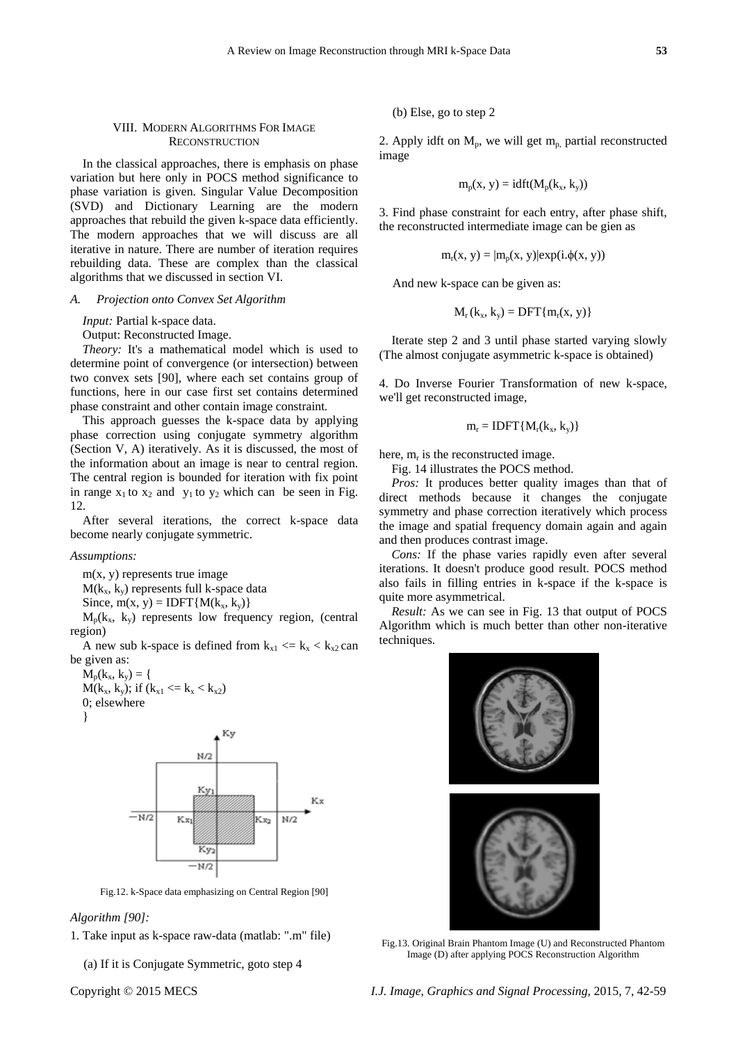## VIII. Modern Algorithms For Image Reconstruction

In the classical approaches, there is emphasis on phase variation but here only in POCS method significance to phase variation is given. Singular Value Decomposition (SVD) and Dictionary Learning are the modern approaches that rebuild the given k-space data efficiently. The modern approaches that we will discuss are all iterative in nature. There are number of iteration requires rebuilding data. These are complex than the classical algorithms that we discussed in section VI.

### *A. Projection onto Convex Set Algorithm*

*Input:* Partial k-space data.

Output: Reconstructed Image.

*Theory:* It's a mathematical model which is used to determine point of convergence (or intersection) between two convex sets [90], where each set contains group of functions, here in our case first set contains determined phase constraint and other contain image constraint.

This approach guesses the k-space data by applying phase correction using conjugate symmetry algorithm (Section V, A) iteratively. As it is discussed, the most of the information about an image is near to central region. The central region is bounded for iteration with fix point in range $x_1$ to $x_2$ and $y_1$ to $y_2$ which can be seen in Fig. 12.

After several iterations, the correct k-space data become nearly conjugate symmetric.

*Assumptions:*

m(x, y) represents true image

$M(k_x, k_y)$ represents full k-space data

Since, $m(x, y) = IDFT\{M(k_x, k_y)\}$

$M_p(k_x, k_y)$ represents low frequency region, (central region)

A new sub k-space is defined from $k_{x1} <= k_x < k_{x2}$ can be given as:

$M_p(k_x, k_y) = \{$
$M(k_x, k_y)$; if $(k_{x1} <= k_x < k_{x2})$
0; elsewhere
}

Fig.12. k-Space data emphasizing on Central Region [90]

*Algorithm [90]:*

1. Take input as k-space raw-data (matlab: ".m" file)

   (a) If it is Conjugate Symmetric, goto step 4

   (b) Else, go to step 2

2. Apply idft on $M_p$, we will get $m_p$, partial reconstructed image

$$m_p(x, y) = idft(M_p(k_x, k_y))$$

3. Find phase constraint for each entry, after phase shift, the reconstructed intermediate image can be gien as

$$m_r(x, y) = |m_p(x, y)|exp(i.\phi(x, y))$$

And new k-space can be given as:

$$M_r(k_x, k_y) = DFT\{m_r(x, y)\}$$

Iterate step 2 and 3 until phase started varying slowly (The almost conjugate asymmetric k-space is obtained)

4. Do Inverse Fourier Transformation of new k-space, we'll get reconstructed image,

$$m_r = IDFT\{M_r(k_x, k_y)\}$$

here, $m_r$ is the reconstructed image.

Fig. 14 illustrates the POCS method.

*Pros:* It produces better quality images than that of direct methods because it changes the conjugate symmetry and phase correction iteratively which process the image and spatial frequency domain again and again and then produces contrast image.

*Cons:* If the phase varies rapidly even after several iterations. It doesn't produce good result. POCS method also fails in filling entries in k-space if the k-space is quite more asymmetrical.

*Result:* As we can see in Fig. 13 that output of POCS Algorithm which is much better than other non-iterative techniques.

Fig.13. Original Brain Phantom Image (U) and Reconstructed Phantom Image (D) after applying POCS Reconstruction Algorithm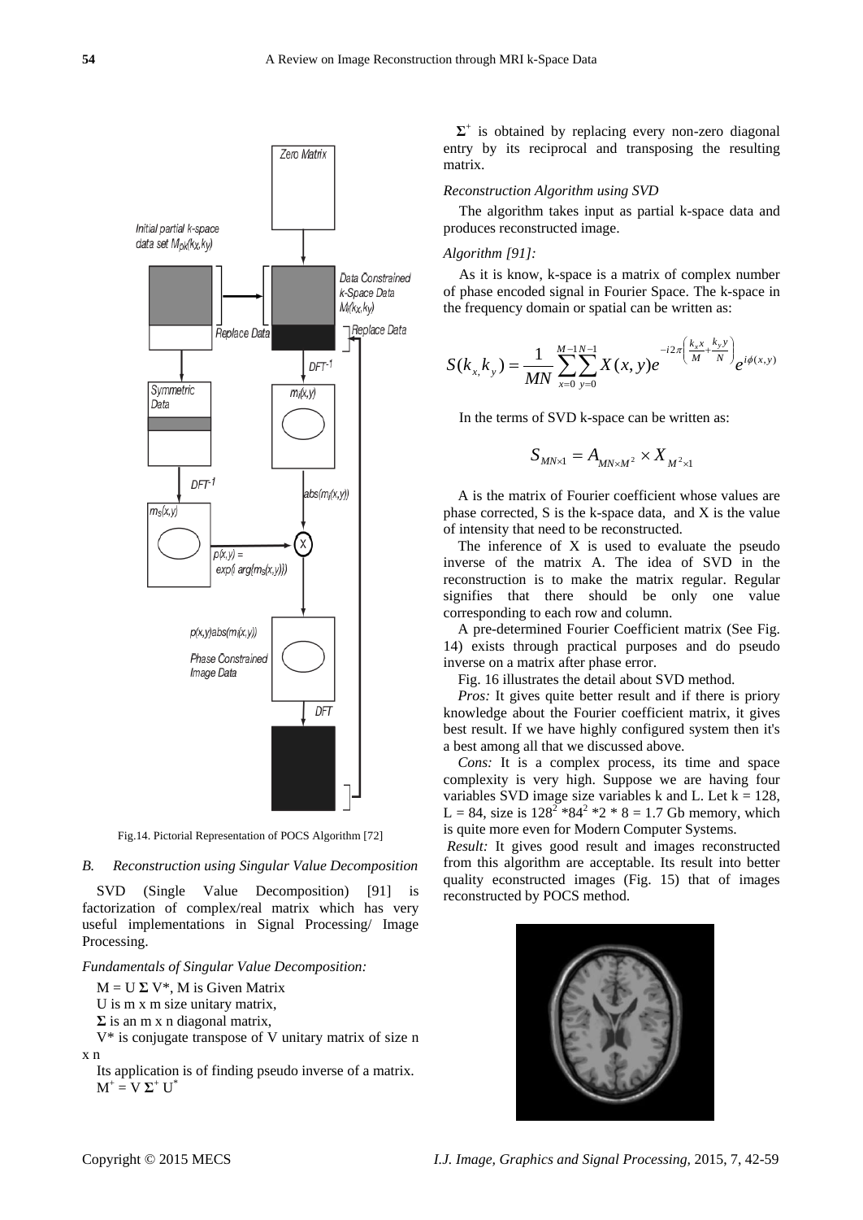Fig.14. Pictorial Representation of POCS Algorithm [72]

### B. Reconstruction using Singular Value Decomposition

SVD (Single Value Decomposition) [91] is factorization of complex/real matrix which has very useful implementations in Signal Processing/ Image Processing.

*Fundamentals of Singular Value Decomposition:*

$M = U \boldsymbol{\Sigma} V^*$, M is Given Matrix

U is m x m size unitary matrix,

$\boldsymbol{\Sigma}$ is an m x n diagonal matrix,

$V^*$ is conjugate transpose of V unitary matrix of size n x n

Its application is of finding pseudo inverse of a matrix.

$M^+ = V \boldsymbol{\Sigma}^+ U^*$

$\boldsymbol{\Sigma}^+$ is obtained by replacing every non-zero diagonal entry by its reciprocal and transposing the resulting matrix.

*Reconstruction Algorithm using SVD*

The algorithm takes input as partial k-space data and produces reconstructed image.

*Algorithm [91]:*

As it is know, k-space is a matrix of complex number of phase encoded signal in Fourier Space. The k-space in the frequency domain or spatial can be written as:

$$S(k_x, k_y) = \frac{1}{MN} \sum_{x=0}^{M-1} \sum_{y=0}^{N-1} X(x,y) e^{-i2\pi\left(\frac{k_x x}{M} + \frac{k_y y}{N}\right)} e^{i\phi(x,y)}$$

In the terms of SVD k-space can be written as:

$$S_{MN\times 1} = A_{MN\times M^2} \times X_{M^2\times 1}$$

A is the matrix of Fourier coefficient whose values are phase corrected, S is the k-space data, and X is the value of intensity that need to be reconstructed.

The inference of X is used to evaluate the pseudo inverse of the matrix A. The idea of SVD in the reconstruction is to make the matrix regular. Regular signifies that there should be only one value corresponding to each row and column.

A pre-determined Fourier Coefficient matrix (See Fig. 14) exists through practical purposes and do pseudo inverse on a matrix after phase error.

Fig. 16 illustrates the detail about SVD method.

*Pros:* It gives quite better result and if there is priory knowledge about the Fourier coefficient matrix, it gives best result. If we have highly configured system then it's a best among all that we discussed above.

*Cons:* It is a complex process, its time and space complexity is very high. Suppose we are having four variables SVD image size variables k and L. Let k = 128, L = 84, size is $128^2 * 84^2 * 2 * 8 = 1.7$ Gb memory, which is quite more even for Modern Computer Systems.

*Result:* It gives good result and images reconstructed from this algorithm are acceptable. Its result into better quality econstructed images (Fig. 15) that of images reconstructed by POCS method.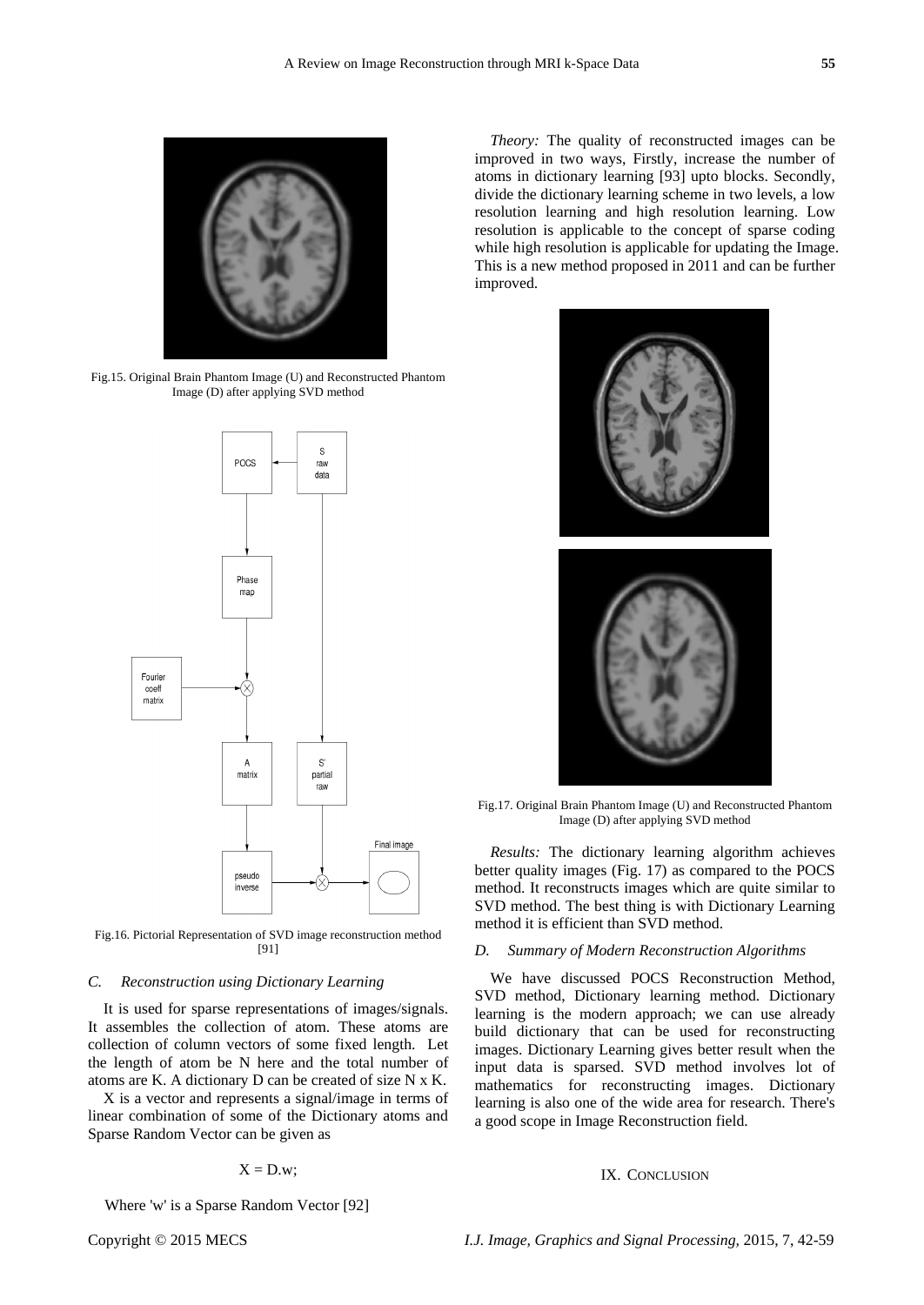Fig.15. Original Brain Phantom Image (U) and Reconstructed Phantom Image (D) after applying SVD method

Fig.16. Pictorial Representation of SVD image reconstruction method [91]

### C. Reconstruction using Dictionary Learning

It is used for sparse representations of images/signals. It assembles the collection of atom. These atoms are collection of column vectors of some fixed length. Let the length of atom be N here and the total number of atoms are K. A dictionary D can be created of size N x K.

X is a vector and represents a signal/image in terms of linear combination of some of the Dictionary atoms and Sparse Random Vector can be given as

$$X = D.w;$$

Where 'w' is a Sparse Random Vector [92]

*Theory:* The quality of reconstructed images can be improved in two ways, Firstly, increase the number of atoms in dictionary learning [93] upto blocks. Secondly, divide the dictionary learning scheme in two levels, a low resolution learning and high resolution learning. Low resolution is applicable to the concept of sparse coding while high resolution is applicable for updating the Image. This is a new method proposed in 2011 and can be further improved.

Fig.17. Original Brain Phantom Image (U) and Reconstructed Phantom Image (D) after applying SVD method

*Results:* The dictionary learning algorithm achieves better quality images (Fig. 17) as compared to the POCS method. It reconstructs images which are quite similar to SVD method. The best thing is with Dictionary Learning method it is efficient than SVD method.

### D. Summary of Modern Reconstruction Algorithms

We have discussed POCS Reconstruction Method, SVD method, Dictionary learning method. Dictionary learning is the modern approach; we can use already build dictionary that can be used for reconstructing images. Dictionary Learning gives better result when the input data is sparsed. SVD method involves lot of mathematics for reconstructing images. Dictionary learning is also one of the wide area for research. There's a good scope in Image Reconstruction field.

## IX. Conclusion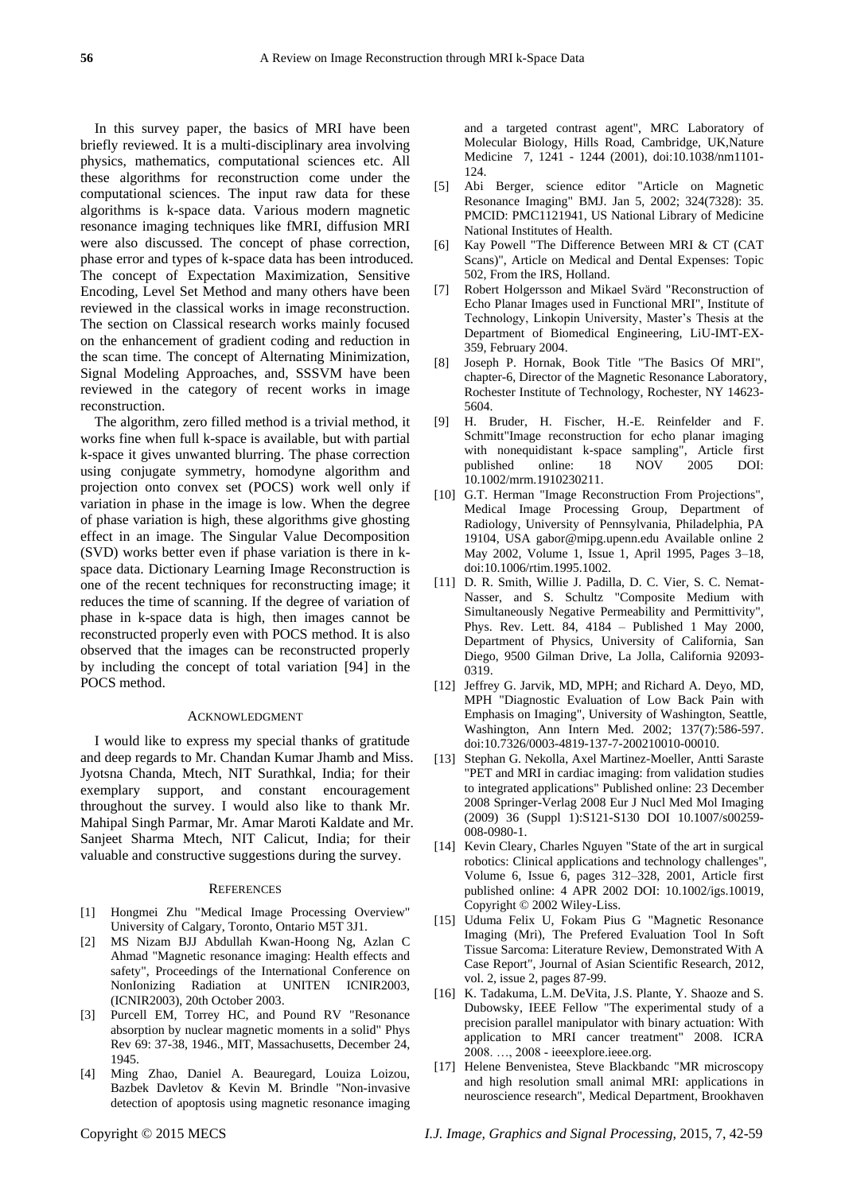In this survey paper, the basics of MRI have been briefly reviewed. It is a multi-disciplinary area involving physics, mathematics, computational sciences etc. All these algorithms for reconstruction come under the computational sciences. The input raw data for these algorithms is k-space data. Various modern magnetic resonance imaging techniques like fMRI, diffusion MRI were also discussed. The concept of phase correction, phase error and types of k-space data has been introduced. The concept of Expectation Maximization, Sensitive Encoding, Level Set Method and many others have been reviewed in the classical works in image reconstruction. The section on Classical research works mainly focused on the enhancement of gradient coding and reduction in the scan time. The concept of Alternating Minimization, Signal Modeling Approaches, and, SSSVM have been reviewed in the category of recent works in image reconstruction.

The algorithm, zero filled method is a trivial method, it works fine when full k-space is available, but with partial k-space it gives unwanted blurring. The phase correction using conjugate symmetry, homodyne algorithm and projection onto convex set (POCS) work well only if variation in phase in the image is low. When the degree of phase variation is high, these algorithms give ghosting effect in an image. The Singular Value Decomposition (SVD) works better even if phase variation is there in k-space data. Dictionary Learning Image Reconstruction is one of the recent techniques for reconstructing image; it reduces the time of scanning. If the degree of variation of phase in k-space data is high, then images cannot be reconstructed properly even with POCS method. It is also observed that the images can be reconstructed properly by including the concept of total variation [94] in the POCS method.

## Acknowledgment

I would like to express my special thanks of gratitude and deep regards to Mr. Chandan Kumar Jhamb and Miss. Jyotsna Chanda, Mtech, NIT Surathkal, India; for their exemplary support, and constant encouragement throughout the survey. I would also like to thank Mr. Mahipal Singh Parmar, Mr. Amar Maroti Kaldate and Mr. Sanjeet Sharma Mtech, NIT Calicut, India; for their valuable and constructive suggestions during the survey.

## References

[1] Hongmei Zhu "Medical Image Processing Overview" University of Calgary, Toronto, Ontario M5T 3J1.

[2] MS Nizam BJJ Abdullah Kwan-Hoong Ng, Azlan C Ahmad "Magnetic resonance imaging: Health effects and safety", Proceedings of the International Conference on NonIonizing Radiation at UNITEN ICNIR2003, (ICNIR2003), 20th October 2003.

[3] Purcell EM, Torrey HC, and Pound RV "Resonance absorption by nuclear magnetic moments in a solid" Phys Rev 69: 37-38, 1946., MIT, Massachusetts, December 24, 1945.

[4] Ming Zhao, Daniel A. Beauregard, Louiza Loizou, Bazbek Davletov & Kevin M. Brindle "Non-invasive detection of apoptosis using magnetic resonance imaging and a targeted contrast agent", MRC Laboratory of Molecular Biology, Hills Road, Cambridge, UK,Nature Medicine 7, 1241 - 1244 (2001), doi:10.1038/nm1101-124.

[5] Abi Berger, science editor "Article on Magnetic Resonance Imaging" BMJ. Jan 5, 2002; 324(7328): 35. PMCID: PMC1121941, US National Library of Medicine National Institutes of Health.

[6] Kay Powell "The Difference Between MRI & CT (CAT Scans)", Article on Medical and Dental Expenses: Topic 502, From the IRS, Holland.

[7] Robert Holgersson and Mikael Svärd "Reconstruction of Echo Planar Images used in Functional MRI", Institute of Technology, Linkopin University, Master's Thesis at the Department of Biomedical Engineering, LiU-IMT-EX-359, February 2004.

[8] Joseph P. Hornak, Book Title "The Basics Of MRI", chapter-6, Director of the Magnetic Resonance Laboratory, Rochester Institute of Technology, Rochester, NY 14623-5604.

[9] H. Bruder, H. Fischer, H.-E. Reinfelder and F. Schmitt"Image reconstruction for echo planar imaging with nonequidistant k-space sampling", Article first published online: 18 NOV 2005 DOI: 10.1002/mrm.1910230211.

[10] G.T. Herman "Image Reconstruction From Projections", Medical Image Processing Group, Department of Radiology, University of Pennsylvania, Philadelphia, PA 19104, USA gabor@mipg.upenn.edu Available online 2 May 2002, Volume 1, Issue 1, April 1995, Pages 3–18, doi:10.1006/rtim.1995.1002.

[11] D. R. Smith, Willie J. Padilla, D. C. Vier, S. C. Nemat-Nasser, and S. Schultz "Composite Medium with Simultaneously Negative Permeability and Permittivity", Phys. Rev. Lett. 84, 4184 – Published 1 May 2000, Department of Physics, University of California, San Diego, 9500 Gilman Drive, La Jolla, California 92093-0319.

[12] Jeffrey G. Jarvik, MD, MPH; and Richard A. Deyo, MD, MPH "Diagnostic Evaluation of Low Back Pain with Emphasis on Imaging", University of Washington, Seattle, Washington, Ann Intern Med. 2002; 137(7):586-597. doi:10.7326/0003-4819-137-7-200210010-00010.

[13] Stephan G. Nekolla, Axel Martinez-Moeller, Antti Saraste "PET and MRI in cardiac imaging: from validation studies to integrated applications" Published online: 23 December 2008 Springer-Verlag 2008 Eur J Nucl Med Mol Imaging (2009) 36 (Suppl 1):S121-S130 DOI 10.1007/s00259-008-0980-1.

[14] Kevin Cleary, Charles Nguyen "State of the art in surgical robotics: Clinical applications and technology challenges", Volume 6, Issue 6, pages 312–328, 2001, Article first published online: 4 APR 2002 DOI: 10.1002/igs.10019, Copyright © 2002 Wiley-Liss.

[15] Uduma Felix U, Fokam Pius G "Magnetic Resonance Imaging (Mri), The Prefered Evaluation Tool In Soft Tissue Sarcoma: Literature Review, Demonstrated With A Case Report", Journal of Asian Scientific Research, 2012, vol. 2, issue 2, pages 87-99.

[16] K. Tadakuma, L.M. DeVita, J.S. Plante, Y. Shaoze and S. Dubowsky, IEEE Fellow "The experimental study of a precision parallel manipulator with binary actuation: With application to MRI cancer treatment" 2008. ICRA 2008. …, 2008 - ieeexplore.ieee.org.

[17] Helene Benvenistea, Steve Blackbandc "MR microscopy and high resolution small animal MRI: applications in neuroscience research", Medical Department, Brookhaven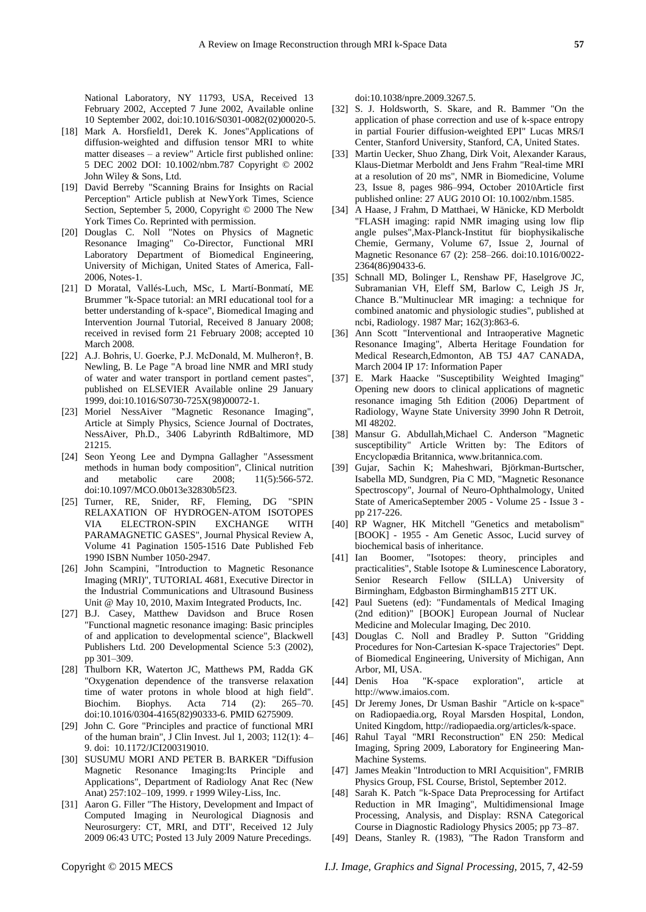National Laboratory, NY 11793, USA, Received 13 February 2002, Accepted 7 June 2002, Available online 10 September 2002, doi:10.1016/S0301-0082(02)00020-5.

[18] Mark A. Horsfield1, Derek K. Jones"Applications of diffusion-weighted and diffusion tensor MRI to white matter diseases – a review" Article first published online: 5 DEC 2002 DOI: 10.1002/nbm.787 Copyright © 2002 John Wiley & Sons, Ltd.

[19] David Berreby "Scanning Brains for Insights on Racial Perception" Article publish at NewYork Times, Science Section, September 5, 2000, Copyright © 2000 The New York Times Co. Reprinted with permission.

[20] Douglas C. Noll "Notes on Physics of Magnetic Resonance Imaging" Co-Director, Functional MRI Laboratory Department of Biomedical Engineering, University of Michigan, United States of America, Fall-2006, Notes-1.

[21] D Moratal, Vallés-Luch, MSc, L Martí-Bonmatí, ME Brummer "k-Space tutorial: an MRI educational tool for a better understanding of k-space", Biomedical Imaging and Intervention Journal Tutorial, Received 8 January 2008; received in revised form 21 February 2008; accepted 10 March 2008.

[22] A.J. Bohris, U. Goerke, P.J. McDonald, M. Mulheron†, B. Newling, B. Le Page "A broad line NMR and MRI study of water and water transport in portland cement pastes", published on ELSEVIER Available online 29 January 1999, doi:10.1016/S0730-725X(98)00072-1.

[23] Moriel NessAiver "Magnetic Resonance Imaging", Article at Simply Physics, Science Journal of Doctrates, NessAiver, Ph.D., 3406 Labyrinth RdBaltimore, MD 21215.

[24] Seon Yeong Lee and Dympna Gallagher "Assessment methods in human body composition", Clinical nutrition and metabolic care 2008; 11(5):566-572. doi:10.1097/MCO.0b013e32830b5f23.

[25] Turner, RE, Snider, RF, Fleming, DG "SPIN RELAXATION OF HYDROGEN-ATOM ISOTOPES VIA ELECTRON-SPIN EXCHANGE WITH PARAMAGNETIC GASES", Journal Physical Review A, Volume 41 Pagination 1505-1516 Date Published Feb 1990 ISBN Number 1050-2947.

[26] John Scampini, "Introduction to Magnetic Resonance Imaging (MRI)", TUTORIAL 4681, Executive Director in the Industrial Communications and Ultrasound Business Unit @ May 10, 2010, Maxim Integrated Products, Inc.

[27] B.J. Casey, Matthew Davidson and Bruce Rosen "Functional magnetic resonance imaging: Basic principles of and application to developmental science", Blackwell Publishers Ltd. 200 Developmental Science 5:3 (2002), pp 301–309.

[28] Thulborn KR, Waterton JC, Matthews PM, Radda GK "Oxygenation dependence of the transverse relaxation time of water protons in whole blood at high field". Biochim. Biophys. Acta 714 (2): 265–70. doi:10.1016/0304-4165(82)90333-6. PMID 6275909.

[29] John C. Gore "Principles and practice of functional MRI of the human brain", J Clin Invest. Jul 1, 2003; 112(1): 4–9. doi: 10.1172/JCI200319010.

[30] SUSUMU MORI AND PETER B. BARKER "Diffusion Magnetic Resonance Imaging:Its Principle and Applications", Department of Radiology Anat Rec (New Anat) 257:102–109, 1999. r 1999 Wiley-Liss, Inc.

[31] Aaron G. Filler "The History, Development and Impact of Computed Imaging in Neurological Diagnosis and Neurosurgery: CT, MRI, and DTI", Received 12 July 2009 06:43 UTC; Posted 13 July 2009 Nature Precedings. doi:10.1038/npre.2009.3267.5.

[32] S. J. Holdsworth, S. Skare, and R. Bammer "On the application of phase correction and use of k-space entropy in partial Fourier diffusion-weighted EPI" Lucas MRS/I Center, Stanford University, Stanford, CA, United States.

[33] Martin Uecker, Shuo Zhang, Dirk Voit, Alexander Karaus, Klaus-Dietmar Merboldt and Jens Frahm "Real-time MRI at a resolution of 20 ms", NMR in Biomedicine, Volume 23, Issue 8, pages 986–994, October 2010Article first published online: 27 AUG 2010 OI: 10.1002/nbm.1585.

[34] A Haase, J Frahm, D Matthaei, W Hänicke, KD Merboldt "FLASH imaging: rapid NMR imaging using low flip angle pulses",Max-Planck-Institut für biophysikalische Chemie, Germany, Volume 67, Issue 2, Journal of Magnetic Resonance 67 (2): 258–266. doi:10.1016/0022-2364(86)90433-6.

[35] Schnall MD, Bolinger L, Renshaw PF, Haselgrove JC, Subramanian VH, Eleff SM, Barlow C, Leigh JS Jr, Chance B."Multinuclear MR imaging: a technique for combined anatomic and physiologic studies", published at ncbi, Radiology. 1987 Mar; 162(3):863-6.

[36] Ann Scott "Interventional and Intraoperative Magnetic Resonance Imaging", Alberta Heritage Foundation for Medical Research,Edmonton, AB T5J 4A7 CANADA, March 2004 IP 17: Information Paper

[37] E. Mark Haacke "Susceptibility Weighted Imaging" Opening new doors to clinical applications of magnetic resonance imaging 5th Edition (2006) Department of Radiology, Wayne State University 3990 John R Detroit, MI 48202.

[38] Mansur G. Abdullah,Michael C. Anderson "Magnetic susceptibility" Article Written by: The Editors of Encyclopædia Britannica, www.britannica.com.

[39] Gujar, Sachin K; Maheshwari, Björkman-Burtscher, Isabella MD, Sundgren, Pia C MD, "Magnetic Resonance Spectroscopy", Journal of Neuro-Ophthalmology, United State of AmericaSeptember 2005 - Volume 25 - Issue 3 - pp 217-226.

[40] RP Wagner, HK Mitchell "Genetics and metabolism" [BOOK] - 1955 - Am Genetic Assoc, Lucid survey of biochemical basis of inheritance.

[41] Ian Boomer, "Isotopes: theory, principles and practicalities", Stable Isotope & Luminescence Laboratory, Senior Research Fellow (SILLA) University of Birmingham, Edgbaston BirminghamB15 2TT UK.

[42] Paul Suetens (ed): "Fundamentals of Medical Imaging (2nd edition)" [BOOK] European Journal of Nuclear Medicine and Molecular Imaging, Dec 2010.

[43] Douglas C. Noll and Bradley P. Sutton "Gridding Procedures for Non-Cartesian K-space Trajectories" Dept. of Biomedical Engineering, University of Michigan, Ann Arbor, MI, USA.

[44] Denis Hoa "K-space exploration", article at http://www.imaios.com.

[45] Dr Jeremy Jones, Dr Usman Bashir "Article on k-space" on Radiopaedia.org, Royal Marsden Hospital, London, United Kingdom, http://radiopaedia.org/articles/k-space.

[46] Rahul Tayal "MRI Reconstruction" EN 250: Medical Imaging, Spring 2009, Laboratory for Engineering Man-Machine Systems.

[47] James Meakin "Introduction to MRI Acquisition", FMRIB Physics Group, FSL Course, Bristol, September 2012.

[48] Sarah K. Patch "k-Space Data Preprocessing for Artifact Reduction in MR Imaging", Multidimensional Image Processing, Analysis, and Display: RSNA Categorical Course in Diagnostic Radiology Physics 2005; pp 73–87.

[49] Deans, Stanley R. (1983), "The Radon Transform and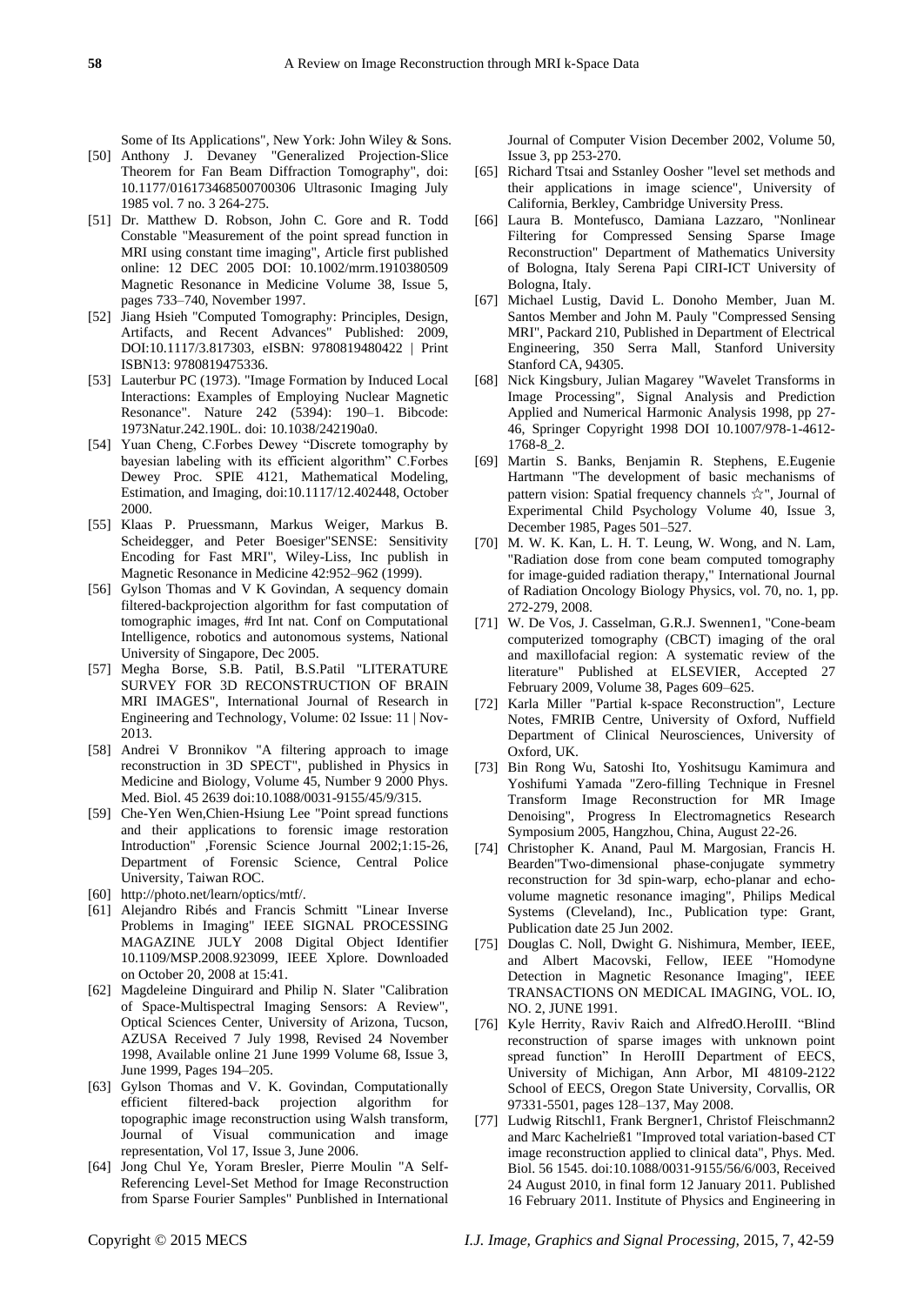Some of Its Applications", New York: John Wiley & Sons.

[50] Anthony J. Devaney "Generalized Projection-Slice Theorem for Fan Beam Diffraction Tomography", doi: 10.1177/016173468500700306 Ultrasonic Imaging July 1985 vol. 7 no. 3 264-275.

[51] Dr. Matthew D. Robson, John C. Gore and R. Todd Constable "Measurement of the point spread function in MRI using constant time imaging", Article first published online: 12 DEC 2005 DOI: 10.1002/mrm.1910380509 Magnetic Resonance in Medicine Volume 38, Issue 5, pages 733–740, November 1997.

[52] Jiang Hsieh "Computed Tomography: Principles, Design, Artifacts, and Recent Advances" Published: 2009, DOI:10.1117/3.817303, eISBN: 9780819480422 | Print ISBN13: 9780819475336.

[53] Lauterbur PC (1973). "Image Formation by Induced Local Interactions: Examples of Employing Nuclear Magnetic Resonance". Nature 242 (5394): 190–1. Bibcode: 1973Natur.242.190L. doi: 10.1038/242190a0.

[54] Yuan Cheng, C.Forbes Dewey "Discrete tomography by bayesian labeling with its efficient algorithm" C.Forbes Dewey Proc. SPIE 4121, Mathematical Modeling, Estimation, and Imaging, doi:10.1117/12.402448, October 2000.

[55] Klaas P. Pruessmann, Markus Weiger, Markus B. Scheidegger, and Peter Boesiger"SENSE: Sensitivity Encoding for Fast MRI", Wiley-Liss, Inc publish in Magnetic Resonance in Medicine 42:952–962 (1999).

[56] Gylson Thomas and V K Govindan, A sequency domain filtered-backprojection algorithm for fast computation of tomographic images, #rd Int nat. Conf on Computational Intelligence, robotics and autonomous systems, National University of Singapore, Dec 2005.

[57] Megha Borse, S.B. Patil, B.S.Patil "LITERATURE SURVEY FOR 3D RECONSTRUCTION OF BRAIN MRI IMAGES", International Journal of Research in Engineering and Technology, Volume: 02 Issue: 11 | Nov-2013.

[58] Andrei V Bronnikov "A filtering approach to image reconstruction in 3D SPECT", published in Physics in Medicine and Biology, Volume 45, Number 9 2000 Phys. Med. Biol. 45 2639 doi:10.1088/0031-9155/45/9/315.

[59] Che-Yen Wen,Chien-Hsiung Lee "Point spread functions and their applications to forensic image restoration Introduction" ,Forensic Science Journal 2002;1:15-26, Department of Forensic Science, Central Police University, Taiwan ROC.

[60] http://photo.net/learn/optics/mtf/.

[61] Alejandro Ribés and Francis Schmitt "Linear Inverse Problems in Imaging" IEEE SIGNAL PROCESSING MAGAZINE JULY 2008 Digital Object Identifier 10.1109/MSP.2008.923099, IEEE Xplore. Downloaded on October 20, 2008 at 15:41.

[62] Magdeleine Dinguirard and Philip N. Slater "Calibration of Space-Multispectral Imaging Sensors: A Review", Optical Sciences Center, University of Arizona, Tucson, AZUSA Received 7 July 1998, Revised 24 November 1998, Available online 21 June 1999 Volume 68, Issue 3, June 1999, Pages 194–205.

[63] Gylson Thomas and V. K. Govindan, Computationally efficient filtered-back projection algorithm for topographic image reconstruction using Walsh transform, Journal of Visual communication and image representation, Vol 17, Issue 3, June 2006.

[64] Jong Chul Ye, Yoram Bresler, Pierre Moulin "A Self-Referencing Level-Set Method for Image Reconstruction from Sparse Fourier Samples" Punblished in International Journal of Computer Vision December 2002, Volume 50, Issue 3, pp 253-270.

[65] Richard Ttsai and Sstanley Oosher "level set methods and their applications in image science", University of California, Berkley, Cambridge University Press.

[66] Laura B. Montefusco, Damiana Lazzaro, "Nonlinear Filtering for Compressed Sensing Sparse Image Reconstruction" Department of Mathematics University of Bologna, Italy Serena Papi CIRI-ICT University of Bologna, Italy.

[67] Michael Lustig, David L. Donoho Member, Juan M. Santos Member and John M. Pauly "Compressed Sensing MRI", Packard 210, Published in Department of Electrical Engineering, 350 Serra Mall, Stanford University Stanford CA, 94305.

[68] Nick Kingsbury, Julian Magarey "Wavelet Transforms in Image Processing", Signal Analysis and Prediction Applied and Numerical Harmonic Analysis 1998, pp 27-46, Springer Copyright 1998 DOI 10.1007/978-1-4612-1768-8_2.

[69] Martin S. Banks, Benjamin R. Stephens, E.Eugenie Hartmann "The development of basic mechanisms of pattern vision: Spatial frequency channels ☆", Journal of Experimental Child Psychology Volume 40, Issue 3, December 1985, Pages 501–527.

[70] M. W. K. Kan, L. H. T. Leung, W. Wong, and N. Lam, "Radiation dose from cone beam computed tomography for image-guided radiation therapy," International Journal of Radiation Oncology Biology Physics, vol. 70, no. 1, pp. 272-279, 2008.

[71] W. De Vos, J. Casselman, G.R.J. Swennen1, "Cone-beam computerized tomography (CBCT) imaging of the oral and maxillofacial region: A systematic review of the literature" Published at ELSEVIER, Accepted 27 February 2009, Volume 38, Pages 609–625.

[72] Karla Miller "Partial k-space Reconstruction", Lecture Notes, FMRIB Centre, University of Oxford, Nuffield Department of Clinical Neurosciences, University of Oxford, UK.

[73] Bin Rong Wu, Satoshi Ito, Yoshitsugu Kamimura and Yoshifumi Yamada "Zero-filling Technique in Fresnel Transform Image Reconstruction for MR Image Denoising", Progress In Electromagnetics Research Symposium 2005, Hangzhou, China, August 22-26.

[74] Christopher K. Anand, Paul M. Margosian, Francis H. Bearden"Two-dimensional phase-conjugate symmetry reconstruction for 3d spin-warp, echo-planar and echo-volume magnetic resonance imaging", Philips Medical Systems (Cleveland), Inc., Publication type: Grant, Publication date 25 Jun 2002.

[75] Douglas C. Noll, Dwight G. Nishimura, Member, IEEE, and Albert Macovski, Fellow, IEEE "Homodyne Detection in Magnetic Resonance Imaging", IEEE TRANSACTIONS ON MEDICAL IMAGING, VOL. IO, NO. 2, JUNE 1991.

[76] Kyle Herrity, Raviv Raich and AlfredO.HeroIII. "Blind reconstruction of sparse images with unknown point spread function" In HeroIII Department of EECS, University of Michigan, Ann Arbor, MI 48109-2122 School of EECS, Oregon State University, Corvallis, OR 97331-5501, pages 128–137, May 2008.

[77] Ludwig Ritschl1, Frank Bergner1, Christof Fleischmann2 and Marc Kachelrieß1 "Improved total variation-based CT image reconstruction applied to clinical data", Phys. Med. Biol. 56 1545. doi:10.1088/0031-9155/56/6/003, Received 24 August 2010, in final form 12 January 2011. Published 16 February 2011. Institute of Physics and Engineering in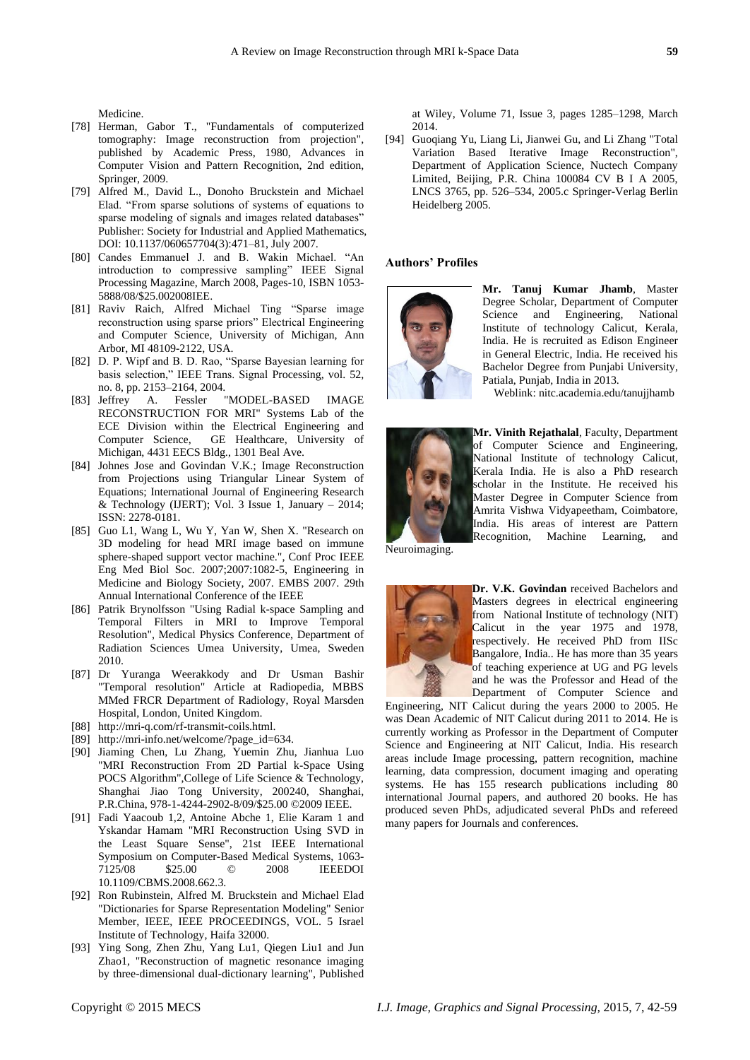Medicine.

[78] Herman, Gabor T., "Fundamentals of computerized tomography: Image reconstruction from projection", published by Academic Press, 1980, Advances in Computer Vision and Pattern Recognition, 2nd edition, Springer, 2009.

[79] Alfred M., David L., Donoho Bruckstein and Michael Elad. "From sparse solutions of systems of equations to sparse modeling of signals and images related databases" Publisher: Society for Industrial and Applied Mathematics, DOI: 10.1137/060657704(3):471–81, July 2007.

[80] Candes Emmanuel J. and B. Wakin Michael. "An introduction to compressive sampling" IEEE Signal Processing Magazine, March 2008, Pages-10, ISBN 1053-5888/08/$25.002008IEE.

[81] Raviv Raich, Alfred Michael Ting "Sparse image reconstruction using sparse priors" Electrical Engineering and Computer Science, University of Michigan, Ann Arbor, MI 48109-2122, USA.

[82] D. P. Wipf and B. D. Rao, "Sparse Bayesian learning for basis selection," IEEE Trans. Signal Processing, vol. 52, no. 8, pp. 2153–2164, 2004.

[83] Jeffrey A. Fessler "MODEL-BASED IMAGE RECONSTRUCTION FOR MRI" Systems Lab of the ECE Division within the Electrical Engineering and Computer Science, GE Healthcare, University of Michigan, 4431 EECS Bldg., 1301 Beal Ave.

[84] Johnes Jose and Govindan V.K.; Image Reconstruction from Projections using Triangular Linear System of Equations; International Journal of Engineering Research & Technology (IJERT); Vol. 3 Issue 1, January – 2014; ISSN: 2278-0181.

[85] Guo L1, Wang L, Wu Y, Yan W, Shen X. "Research on 3D modeling for head MRI image based on immune sphere-shaped support vector machine.", Conf Proc IEEE Eng Med Biol Soc. 2007;2007:1082-5, Engineering in Medicine and Biology Society, 2007. EMBS 2007. 29th Annual International Conference of the IEEE

[86] Patrik Brynolfsson "Using Radial k-space Sampling and Temporal Filters in MRI to Improve Temporal Resolution", Medical Physics Conference, Department of Radiation Sciences Umea University, Umea, Sweden 2010.

[87] Dr Yuranga Weerakkody and Dr Usman Bashir "Temporal resolution" Article at Radiopedia, MBBS MMed FRCR Department of Radiology, Royal Marsden Hospital, London, United Kingdom.

[88] http://mri-q.com/rf-transmit-coils.html.

[89] http://mri-info.net/welcome/?page_id=634.

[90] Jiaming Chen, Lu Zhang, Yuemin Zhu, Jianhua Luo "MRI Reconstruction From 2D Partial k-Space Using POCS Algorithm",College of Life Science & Technology, Shanghai Jiao Tong University, 200240, Shanghai, P.R.China, 978-1-4244-2902-8/09/$25.00 ©2009 IEEE.

[91] Fadi Yaacoub 1,2, Antoine Abche 1, Elie Karam 1 and Yskandar Hamam "MRI Reconstruction Using SVD in the Least Square Sense", 21st IEEE International Symposium on Computer-Based Medical Systems, 1063-7125/08 $25.00 © 2008 IEEEDOI 10.1109/CBMS.2008.662.3.

[92] Ron Rubinstein, Alfred M. Bruckstein and Michael Elad "Dictionaries for Sparse Representation Modeling" Senior Member, IEEE, IEEE PROCEEDINGS, VOL. 5 Israel Institute of Technology, Haifa 32000.

[93] Ying Song, Zhen Zhu, Yang Lu1, Qiegen Liu1 and Jun Zhao1, "Reconstruction of magnetic resonance imaging by three-dimensional dual-dictionary learning", Published at Wiley, Volume 71, Issue 3, pages 1285–1298, March 2014.

[94] Guoqiang Yu, Liang Li, Jianwei Gu, and Li Zhang "Total Variation Based Iterative Image Reconstruction", Department of Application Science, Nuctech Company Limited, Beijing, P.R. China 100084 CV B I A 2005, LNCS 3765, pp. 526–534, 2005.c Springer-Verlag Berlin Heidelberg 2005.

## Authors' Profiles

**Mr. Tanuj Kumar Jhamb**, Master Degree Scholar, Department of Computer Science and Engineering, National Institute of technology Calicut, Kerala, India. He is recruited as Edison Engineer in General Electric, India. He received his Bachelor Degree from Punjabi University, Patiala, Punjab, India in 2013.

Weblink: nitc.academia.edu/tanujjhamb

**Mr. Vinith Rejathalal**, Faculty, Department of Computer Science and Engineering, National Institute of technology Calicut, Kerala India. He is also a PhD research scholar in the Institute. He received his Master Degree in Computer Science from Amrita Vishwa Vidyapeetham, Coimbatore, India. His areas of interest are Pattern Recognition, Machine Learning, and Neuroimaging.

**Dr. V.K. Govindan** received Bachelors and Masters degrees in electrical engineering from National Institute of technology (NIT) Calicut in the year 1975 and 1978, respectively. He received PhD from IISc Bangalore, India.. He has more than 35 years of teaching experience at UG and PG levels and he was the Professor and Head of the Department of Computer Science and Engineering, NIT Calicut during the years 2000 to 2005. He was Dean Academic of NIT Calicut during 2011 to 2014. He is currently working as Professor in the Department of Computer Science and Engineering at NIT Calicut, India. His research areas include Image processing, pattern recognition, machine learning, data compression, document imaging and operating systems. He has 155 research publications including 80 international Journal papers, and authored 20 books. He has produced seven PhDs, adjudicated several PhDs and refereed many papers for Journals and conferences.